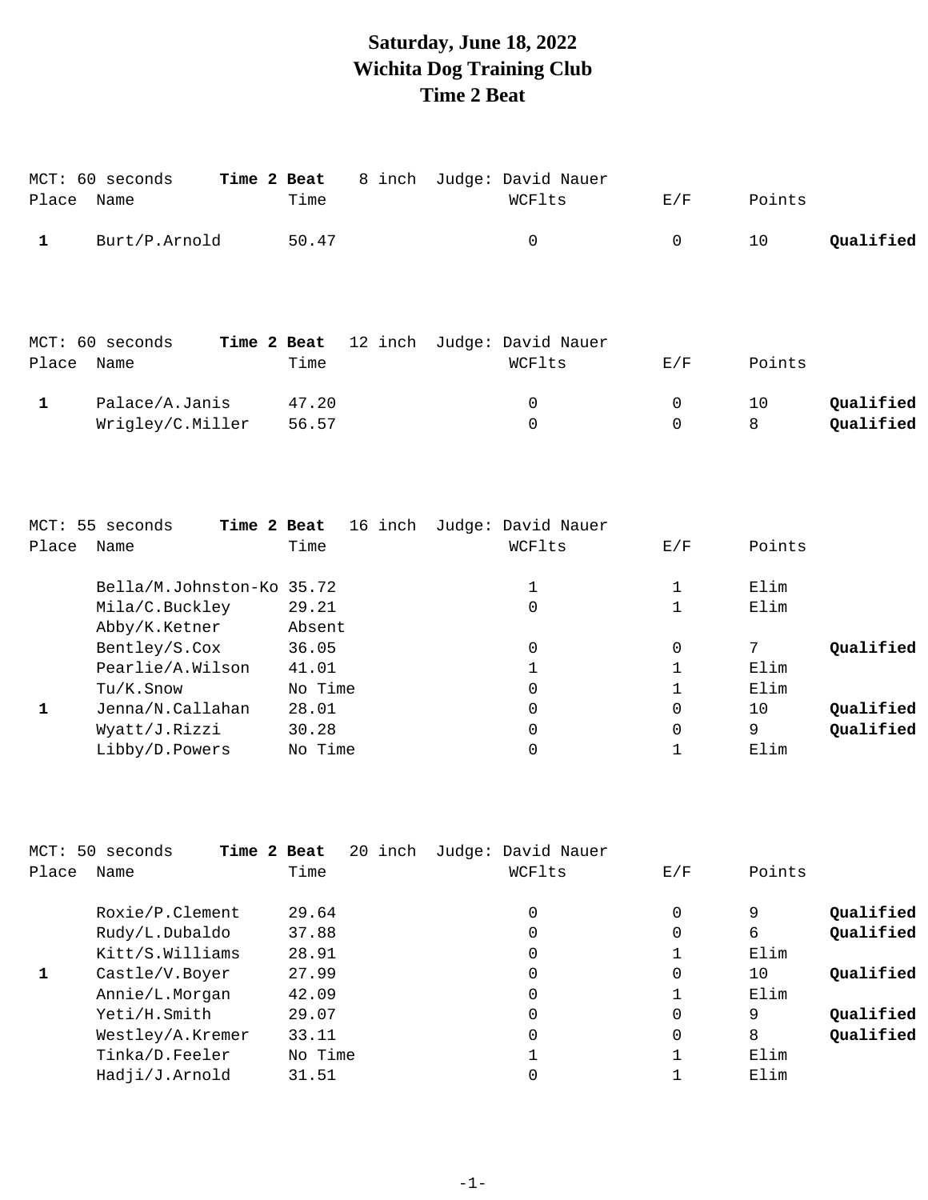# Saturday, June 18, 2022
# Wichita Dog Training Club
# Time 2 Beat

MCT: 60 seconds **Time 2 Beat** 8 inch Judge: David Nauer

| Place | Name | Time | WCFlts | E/F | Points | |
|---|---|---|---|---|---|---|
| **1** | Burt/P.Arnold | 50.47 | 0 | 0 | 10 | **Qualified** |

MCT: 60 seconds **Time 2 Beat** 12 inch Judge: David Nauer

| Place | Name | Time | WCFlts | E/F | Points | |
|---|---|---|---|---|---|---|
| **1** | Palace/A.Janis | 47.20 | 0 | 0 | 10 | **Qualified** |
| | Wrigley/C.Miller | 56.57 | 0 | 0 | 8 | **Qualified** |

MCT: 55 seconds **Time 2 Beat** 16 inch Judge: David Nauer

| Place | Name | Time | WCFlts | E/F | Points | |
|---|---|---|---|---|---|---|
| | Bella/M.Johnston-Ko | 35.72 | 1 | 1 | Elim | |
| | Mila/C.Buckley | 29.21 | 0 | 1 | Elim | |
| | Abby/K.Ketner | Absent | | | | |
| | Bentley/S.Cox | 36.05 | 0 | 0 | 7 | **Qualified** |
| | Pearlie/A.Wilson | 41.01 | 1 | 1 | Elim | |
| | Tu/K.Snow | No Time | 0 | 1 | Elim | |
| **1** | Jenna/N.Callahan | 28.01 | 0 | 0 | 10 | **Qualified** |
| | Wyatt/J.Rizzi | 30.28 | 0 | 0 | 9 | **Qualified** |
| | Libby/D.Powers | No Time | 0 | 1 | Elim | |

MCT: 50 seconds **Time 2 Beat** 20 inch Judge: David Nauer

| Place | Name | Time | WCFlts | E/F | Points | |
|---|---|---|---|---|---|---|
| | Roxie/P.Clement | 29.64 | 0 | 0 | 9 | **Qualified** |
| | Rudy/L.Dubaldo | 37.88 | 0 | 0 | 6 | **Qualified** |
| | Kitt/S.Williams | 28.91 | 0 | 1 | Elim | |
| **1** | Castle/V.Boyer | 27.99 | 0 | 0 | 10 | **Qualified** |
| | Annie/L.Morgan | 42.09 | 0 | 1 | Elim | |
| | Yeti/H.Smith | 29.07 | 0 | 0 | 9 | **Qualified** |
| | Westley/A.Kremer | 33.11 | 0 | 0 | 8 | **Qualified** |
| | Tinka/D.Feeler | No Time | 1 | 1 | Elim | |
| | Hadji/J.Arnold | 31.51 | 0 | 1 | Elim | |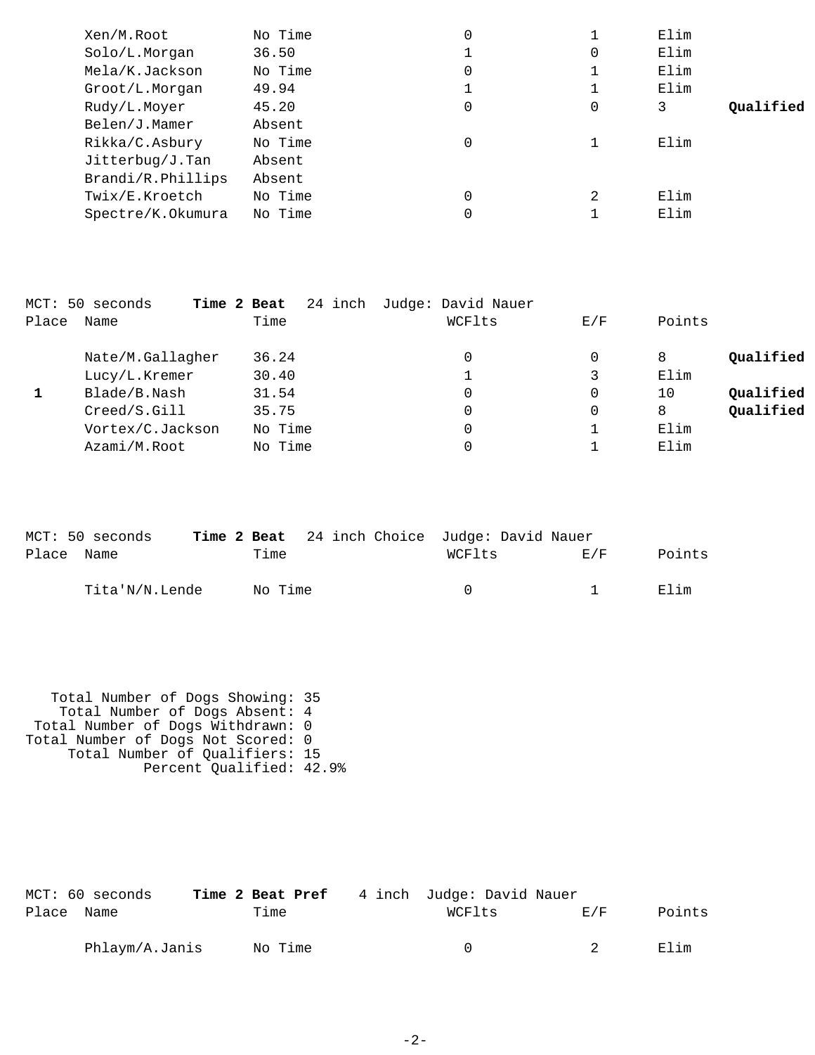| Place | Name | Time | WCFlts | E/F | Points | |
|---|---|---|---|---|---|---|
| | Xen/M.Root | No Time | 0 | 1 | Elim | |
| | Solo/L.Morgan | 36.50 | 1 | 0 | Elim | |
| | Mela/K.Jackson | No Time | 0 | 1 | Elim | |
| | Groot/L.Morgan | 49.94 | 1 | 1 | Elim | |
| | Rudy/L.Moyer | 45.20 | 0 | 0 | 3 | **Qualified** |
| | Belen/J.Mamer | Absent | | | | |
| | Rikka/C.Asbury | No Time | 0 | 1 | Elim | |
| | Jitterbug/J.Tan | Absent | | | | |
| | Brandi/R.Phillips | Absent | | | | |
| | Twix/E.Kroetch | No Time | 0 | 2 | Elim | |
| | Spectre/K.Okumura | No Time | 0 | 1 | Elim | |

MCT: 50 seconds **Time 2 Beat** 24 inch Judge: David Nauer

| Place | Name | Time | WCFlts | E/F | Points | |
|---|---|---|---|---|---|---|
| | Nate/M.Gallagher | 36.24 | 0 | 0 | 8 | **Qualified** |
| | Lucy/L.Kremer | 30.40 | 1 | 3 | Elim | |
| **1** | Blade/B.Nash | 31.54 | 0 | 0 | 10 | **Qualified** |
| | Creed/S.Gill | 35.75 | 0 | 0 | 8 | **Qualified** |
| | Vortex/C.Jackson | No Time | 0 | 1 | Elim | |
| | Azami/M.Root | No Time | 0 | 1 | Elim | |

MCT: 50 seconds **Time 2 Beat** 24 inch Choice Judge: David Nauer

| Place | Name | Time | WCFlts | E/F | Points |
|---|---|---|---|---|---|
| | Tita'N/N.Lende | No Time | 0 | 1 | Elim |

Total Number of Dogs Showing: 35
Total Number of Dogs Absent: 4
Total Number of Dogs Withdrawn: 0
Total Number of Dogs Not Scored: 0
Total Number of Qualifiers: 15
Percent Qualified: 42.9%

MCT: 60 seconds **Time 2 Beat Pref** 4 inch Judge: David Nauer

| Place | Name | Time | WCFlts | E/F | Points |
|---|---|---|---|---|---|
| | Phlaym/A.Janis | No Time | 0 | 2 | Elim |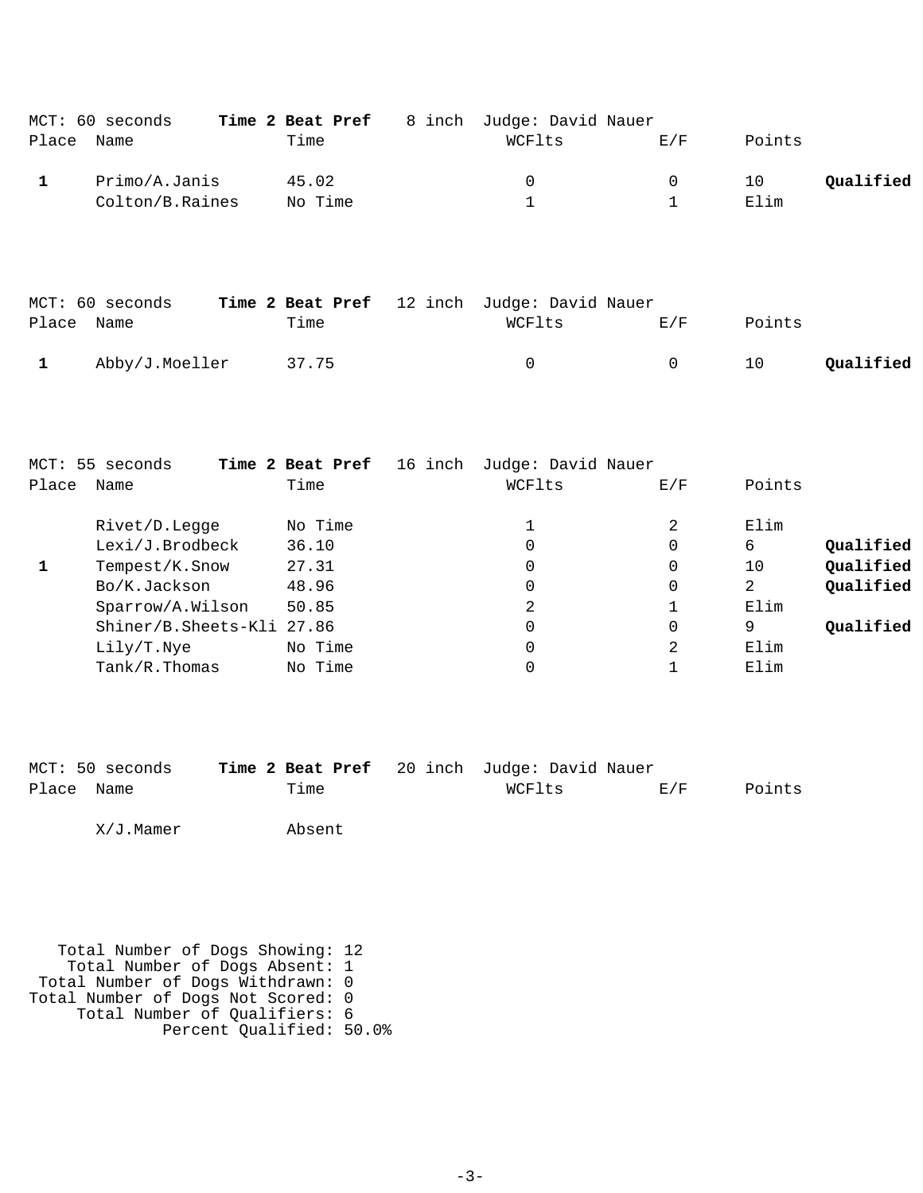MCT: 60 seconds **Time 2 Beat Pref** 8 inch Judge: David Nauer

| Place | Name | Time | WCFlts | E/F | Points | |
|---|---|---|---|---|---|---|
| **1** | Primo/A.Janis | 45.02 | 0 | 0 | 10 | **Qualified** |
| | Colton/B.Raines | No Time | 1 | 1 | Elim | |

MCT: 60 seconds **Time 2 Beat Pref** 12 inch Judge: David Nauer

| Place | Name | Time | WCFlts | E/F | Points | |
|---|---|---|---|---|---|---|
| **1** | Abby/J.Moeller | 37.75 | 0 | 0 | 10 | **Qualified** |

MCT: 55 seconds **Time 2 Beat Pref** 16 inch Judge: David Nauer

| Place | Name | Time | WCFlts | E/F | Points | |
|---|---|---|---|---|---|---|
| | Rivet/D.Legge | No Time | 1 | 2 | Elim | |
| | Lexi/J.Brodbeck | 36.10 | 0 | 0 | 6 | **Qualified** |
| **1** | Tempest/K.Snow | 27.31 | 0 | 0 | 10 | **Qualified** |
| | Bo/K.Jackson | 48.96 | 0 | 0 | 2 | **Qualified** |
| | Sparrow/A.Wilson | 50.85 | 2 | 1 | Elim | |
| | Shiner/B.Sheets-Kli | 27.86 | 0 | 0 | 9 | **Qualified** |
| | Lily/T.Nye | No Time | 0 | 2 | Elim | |
| | Tank/R.Thomas | No Time | 0 | 1 | Elim | |

MCT: 50 seconds **Time 2 Beat Pref** 20 inch Judge: David Nauer

| Place | Name | Time | WCFlts | E/F | Points |
|---|---|---|---|---|---|
| | X/J.Mamer | Absent | | | |

Total Number of Dogs Showing: 12
Total Number of Dogs Absent: 1
Total Number of Dogs Withdrawn: 0
Total Number of Dogs Not Scored: 0
Total Number of Qualifiers: 6
Percent Qualified: 50.0%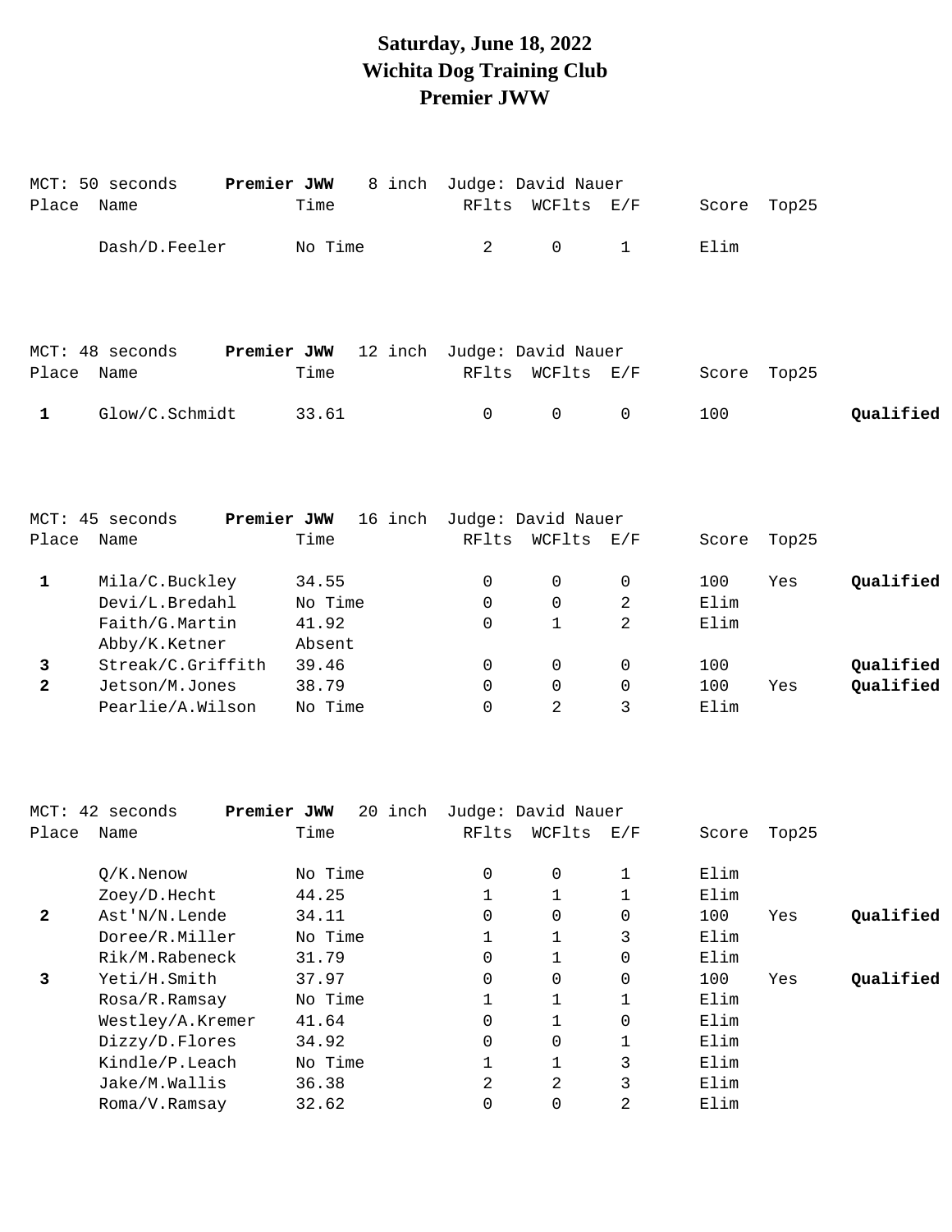# Saturday, June 18, 2022
# Wichita Dog Training Club
# Premier JWW

MCT: 50 seconds **Premier JWW** 8 inch Judge: David Nauer

| Place | Name | Time | RFlts | WCFlts | E/F | Score | Top25 | |
|---|---|---|---|---|---|---|---|---|
| | Dash/D.Feeler | No Time | 2 | 0 | 1 | Elim | | |

MCT: 48 seconds **Premier JWW** 12 inch Judge: David Nauer

| Place | Name | Time | RFlts | WCFlts | E/F | Score | Top25 | |
|---|---|---|---|---|---|---|---|---|
| 1 | Glow/C.Schmidt | 33.61 | 0 | 0 | 0 | 100 | | **Qualified** |

MCT: 45 seconds **Premier JWW** 16 inch Judge: David Nauer

| Place | Name | Time | RFlts | WCFlts | E/F | Score | Top25 | |
|---|---|---|---|---|---|---|---|---|
| 1 | Mila/C.Buckley | 34.55 | 0 | 0 | 0 | 100 | Yes | **Qualified** |
| | Devi/L.Bredahl | No Time | 0 | 0 | 2 | Elim | | |
| | Faith/G.Martin | 41.92 | 0 | 1 | 2 | Elim | | |
| | Abby/K.Ketner | Absent | | | | | | |
| 3 | Streak/C.Griffith | 39.46 | 0 | 0 | 0 | 100 | | **Qualified** |
| 2 | Jetson/M.Jones | 38.79 | 0 | 0 | 0 | 100 | Yes | **Qualified** |
| | Pearlie/A.Wilson | No Time | 0 | 2 | 3 | Elim | | |

MCT: 42 seconds **Premier JWW** 20 inch Judge: David Nauer

| Place | Name | Time | RFlts | WCFlts | E/F | Score | Top25 | |
|---|---|---|---|---|---|---|---|---|
| | Q/K.Nenow | No Time | 0 | 0 | 1 | Elim | | |
| | Zoey/D.Hecht | 44.25 | 1 | 1 | 1 | Elim | | |
| 2 | Ast'N/N.Lende | 34.11 | 0 | 0 | 0 | 100 | Yes | **Qualified** |
| | Doree/R.Miller | No Time | 1 | 1 | 3 | Elim | | |
| | Rik/M.Rabeneck | 31.79 | 0 | 1 | 0 | Elim | | |
| 3 | Yeti/H.Smith | 37.97 | 0 | 0 | 0 | 100 | Yes | **Qualified** |
| | Rosa/R.Ramsay | No Time | 1 | 1 | 1 | Elim | | |
| | Westley/A.Kremer | 41.64 | 0 | 1 | 0 | Elim | | |
| | Dizzy/D.Flores | 34.92 | 0 | 0 | 1 | Elim | | |
| | Kindle/P.Leach | No Time | 1 | 1 | 3 | Elim | | |
| | Jake/M.Wallis | 36.38 | 2 | 2 | 3 | Elim | | |
| | Roma/V.Ramsay | 32.62 | 0 | 0 | 2 | Elim | | |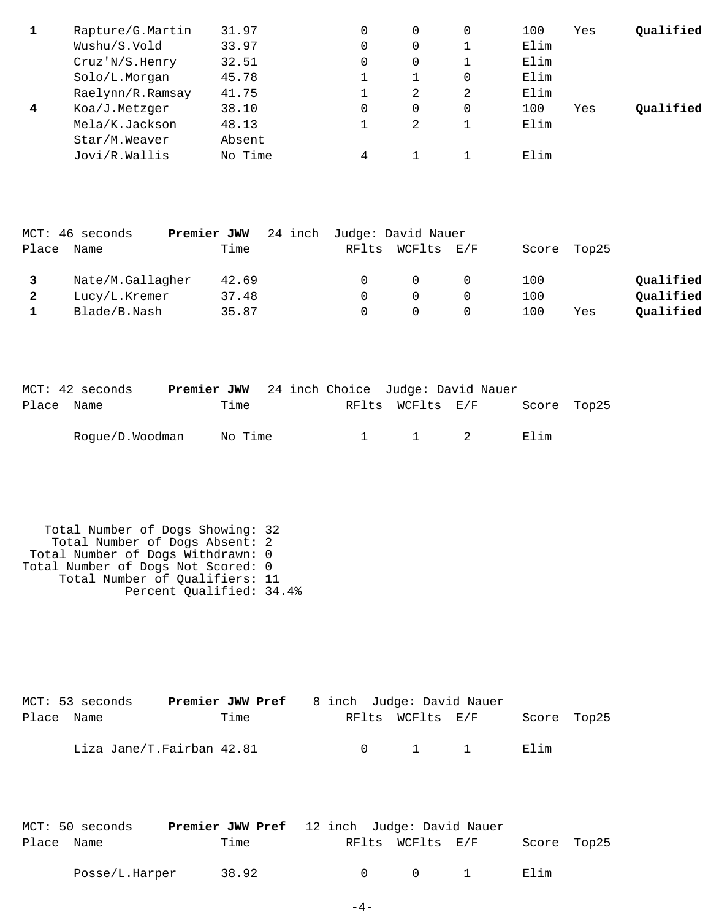| Place | Name | Time | RFlts | WCFlts | E/F | Score | Top25 | |
|---|---|---|---|---|---|---|---|---|
| **1** | Rapture/G.Martin | 31.97 | 0 | 0 | 0 | 100 | Yes | **Qualified** |
| | Wushu/S.Vold | 33.97 | 0 | 0 | 1 | Elim | | |
| | Cruz'N/S.Henry | 32.51 | 0 | 0 | 1 | Elim | | |
| | Solo/L.Morgan | 45.78 | 1 | 1 | 0 | Elim | | |
| | Raelynn/R.Ramsay | 41.75 | 1 | 2 | 2 | Elim | | |
| **4** | Koa/J.Metzger | 38.10 | 0 | 0 | 0 | 100 | Yes | **Qualified** |
| | Mela/K.Jackson | 48.13 | 1 | 2 | 1 | Elim | | |
| | Star/M.Weaver | Absent | | | | | | |
| | Jovi/R.Wallis | No Time | 4 | 1 | 1 | Elim | | |

MCT: 46 seconds **Premier JWW** 24 inch Judge: David Nauer

| Place | Name | Time | RFlts | WCFlts | E/F | Score | Top25 | |
|---|---|---|---|---|---|---|---|---|
| **3** | Nate/M.Gallagher | 42.69 | 0 | 0 | 0 | 100 | | **Qualified** |
| **2** | Lucy/L.Kremer | 37.48 | 0 | 0 | 0 | 100 | | **Qualified** |
| **1** | Blade/B.Nash | 35.87 | 0 | 0 | 0 | 100 | Yes | **Qualified** |

MCT: 42 seconds **Premier JWW** 24 inch Choice Judge: David Nauer

| Place | Name | Time | RFlts | WCFlts | E/F | Score | Top25 |
|---|---|---|---|---|---|---|---|
| | Rogue/D.Woodman | No Time | 1 | 1 | 2 | Elim | |

Total Number of Dogs Showing: 32
Total Number of Dogs Absent: 2
Total Number of Dogs Withdrawn: 0
Total Number of Dogs Not Scored: 0
Total Number of Qualifiers: 11
Percent Qualified: 34.4%

MCT: 53 seconds **Premier JWW Pref** 8 inch Judge: David Nauer

| Place | Name | Time | RFlts | WCFlts | E/F | Score | Top25 |
|---|---|---|---|---|---|---|---|
| | Liza Jane/T.Fairban | 42.81 | 0 | 1 | 1 | Elim | |

MCT: 50 seconds **Premier JWW Pref** 12 inch Judge: David Nauer

| Place | Name | Time | RFlts | WCFlts | E/F | Score | Top25 |
|---|---|---|---|---|---|---|---|
| | Posse/L.Harper | 38.92 | 0 | 0 | 1 | Elim | |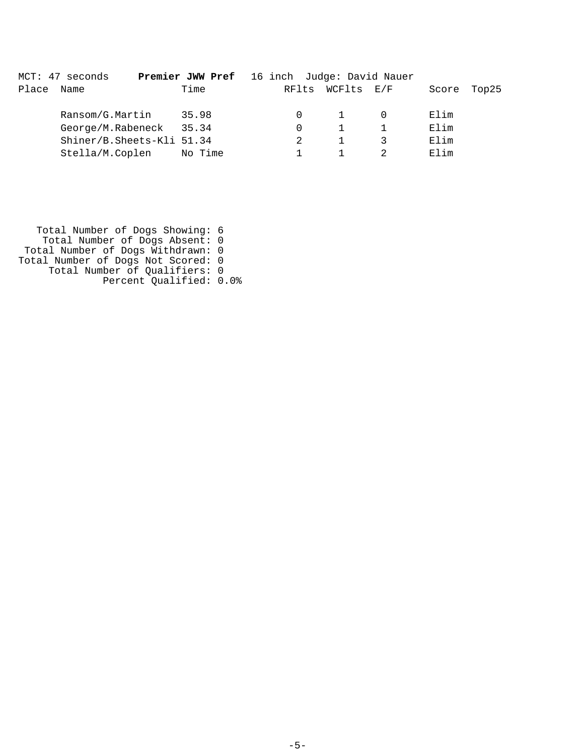MCT: 47 seconds **Premier JWW Pref** 16 inch Judge: David Nauer

| Place | Name | Time | RFlts | WCFlts | E/F | Score | Top25 |
|---|---|---|---|---|---|---|---|
| | Ransom/G.Martin | 35.98 | 0 | 1 | 0 | Elim | |
| | George/M.Rabeneck | 35.34 | 0 | 1 | 1 | Elim | |
| | Shiner/B.Sheets-Kli | 51.34 | 2 | 1 | 3 | Elim | |
| | Stella/M.Coplen | No Time | 1 | 1 | 2 | Elim | |

Total Number of Dogs Showing: 6
Total Number of Dogs Absent: 0
Total Number of Dogs Withdrawn: 0
Total Number of Dogs Not Scored: 0
Total Number of Qualifiers: 0
Percent Qualified: 0.0%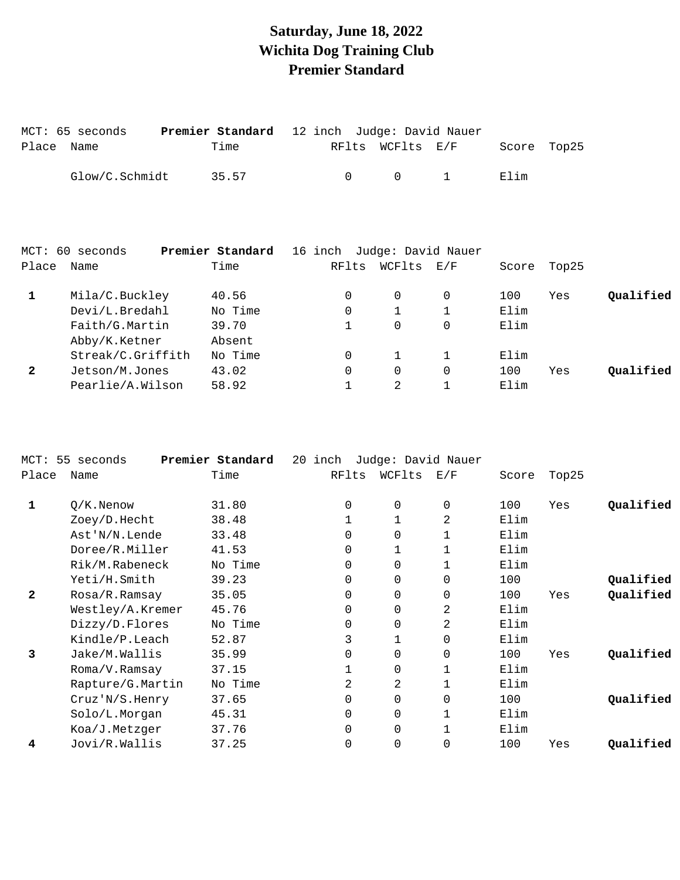# Saturday, June 18, 2022
# Wichita Dog Training Club
# Premier Standard

MCT: 65 seconds **Premier Standard** 12 inch Judge: David Nauer

| Place | Name | Time | RFlts | WCFlts | E/F | Score | Top25 | |
|---|---|---|---|---|---|---|---|---|
| | Glow/C.Schmidt | 35.57 | 0 | 0 | 1 | Elim | | |

MCT: 60 seconds **Premier Standard** 16 inch Judge: David Nauer

| Place | Name | Time | RFlts | WCFlts | E/F | Score | Top25 | |
|---|---|---|---|---|---|---|---|---|
| **1** | Mila/C.Buckley | 40.56 | 0 | 0 | 0 | 100 | Yes | **Qualified** |
| | Devi/L.Bredahl | No Time | 0 | 1 | 1 | Elim | | |
| | Faith/G.Martin | 39.70 | 1 | 0 | 0 | Elim | | |
| | Abby/K.Ketner | Absent | | | | | | |
| | Streak/C.Griffith | No Time | 0 | 1 | 1 | Elim | | |
| **2** | Jetson/M.Jones | 43.02 | 0 | 0 | 0 | 100 | Yes | **Qualified** |
| | Pearlie/A.Wilson | 58.92 | 1 | 2 | 1 | Elim | | |

MCT: 55 seconds **Premier Standard** 20 inch Judge: David Nauer

| Place | Name | Time | RFlts | WCFlts | E/F | Score | Top25 | |
|---|---|---|---|---|---|---|---|---|
| **1** | Q/K.Nenow | 31.80 | 0 | 0 | 0 | 100 | Yes | **Qualified** |
| | Zoey/D.Hecht | 38.48 | 1 | 1 | 2 | Elim | | |
| | Ast'N/N.Lende | 33.48 | 0 | 0 | 1 | Elim | | |
| | Doree/R.Miller | 41.53 | 0 | 1 | 1 | Elim | | |
| | Rik/M.Rabeneck | No Time | 0 | 0 | 1 | Elim | | |
| | Yeti/H.Smith | 39.23 | 0 | 0 | 0 | 100 | | **Qualified** |
| **2** | Rosa/R.Ramsay | 35.05 | 0 | 0 | 0 | 100 | Yes | **Qualified** |
| | Westley/A.Kremer | 45.76 | 0 | 0 | 2 | Elim | | |
| | Dizzy/D.Flores | No Time | 0 | 0 | 2 | Elim | | |
| | Kindle/P.Leach | 52.87 | 3 | 1 | 0 | Elim | | |
| **3** | Jake/M.Wallis | 35.99 | 0 | 0 | 0 | 100 | Yes | **Qualified** |
| | Roma/V.Ramsay | 37.15 | 1 | 0 | 1 | Elim | | |
| | Rapture/G.Martin | No Time | 2 | 2 | 1 | Elim | | |
| | Cruz'N/S.Henry | 37.65 | 0 | 0 | 0 | 100 | | **Qualified** |
| | Solo/L.Morgan | 45.31 | 0 | 0 | 1 | Elim | | |
| | Koa/J.Metzger | 37.76 | 0 | 0 | 1 | Elim | | |
| **4** | Jovi/R.Wallis | 37.25 | 0 | 0 | 0 | 100 | Yes | **Qualified** |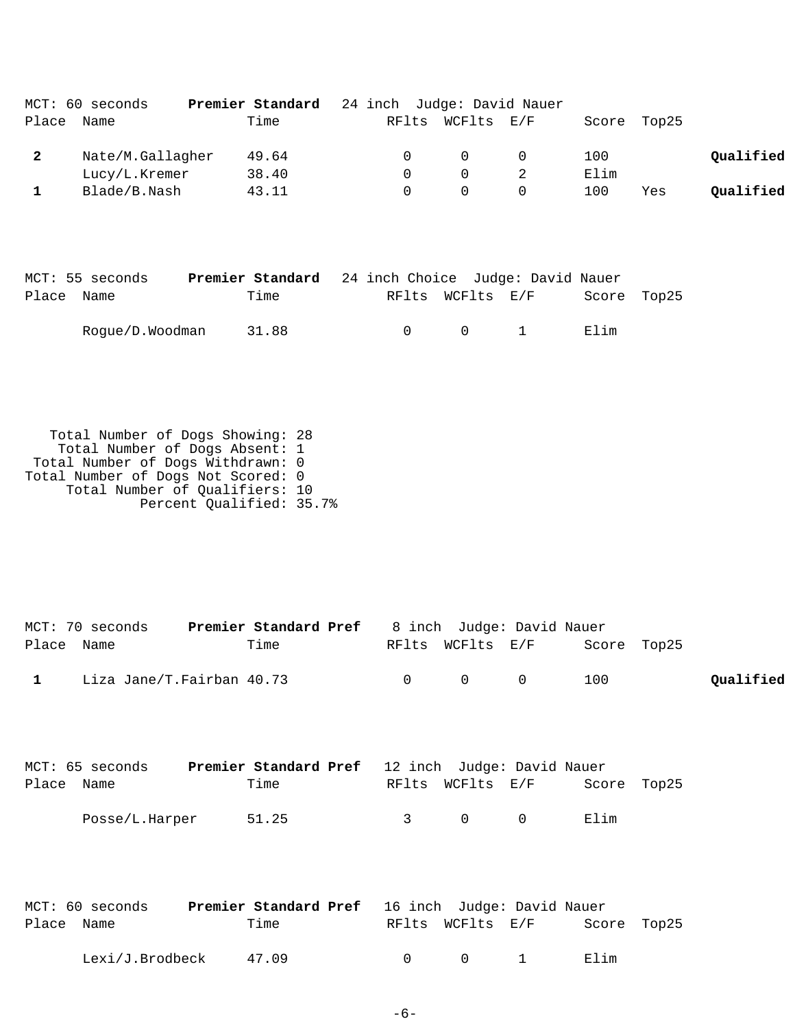MCT: 60 seconds **Premier Standard** 24 inch Judge: David Nauer

| Place | Name | Time | RFlts | WCFlts | E/F | Score | Top25 | |
|---|---|---|---|---|---|---|---|---|
| **2** | Nate/M.Gallagher | 49.64 | 0 | 0 | 0 | 100 | | **Qualified** |
| | Lucy/L.Kremer | 38.40 | 0 | 0 | 2 | Elim | | |
| **1** | Blade/B.Nash | 43.11 | 0 | 0 | 0 | 100 | Yes | **Qualified** |

MCT: 55 seconds **Premier Standard** 24 inch Choice Judge: David Nauer

| Place | Name | Time | RFlts | WCFlts | E/F | Score | Top25 |
|---|---|---|---|---|---|---|---|
| | Rogue/D.Woodman | 31.88 | 0 | 0 | 1 | Elim | |

Total Number of Dogs Showing: 28
Total Number of Dogs Absent: 1
Total Number of Dogs Withdrawn: 0
Total Number of Dogs Not Scored: 0
Total Number of Qualifiers: 10
Percent Qualified: 35.7%

MCT: 70 seconds **Premier Standard Pref** 8 inch Judge: David Nauer

| Place | Name | Time | RFlts | WCFlts | E/F | Score | Top25 | |
|---|---|---|---|---|---|---|---|---|
| **1** | Liza Jane/T.Fairban | 40.73 | 0 | 0 | 0 | 100 | | **Qualified** |

MCT: 65 seconds **Premier Standard Pref** 12 inch Judge: David Nauer

| Place | Name | Time | RFlts | WCFlts | E/F | Score | Top25 |
|---|---|---|---|---|---|---|---|
| | Posse/L.Harper | 51.25 | 3 | 0 | 0 | Elim | |

MCT: 60 seconds **Premier Standard Pref** 16 inch Judge: David Nauer

| Place | Name | Time | RFlts | WCFlts | E/F | Score | Top25 |
|---|---|---|---|---|---|---|---|
| | Lexi/J.Brodbeck | 47.09 | 0 | 0 | 1 | Elim | |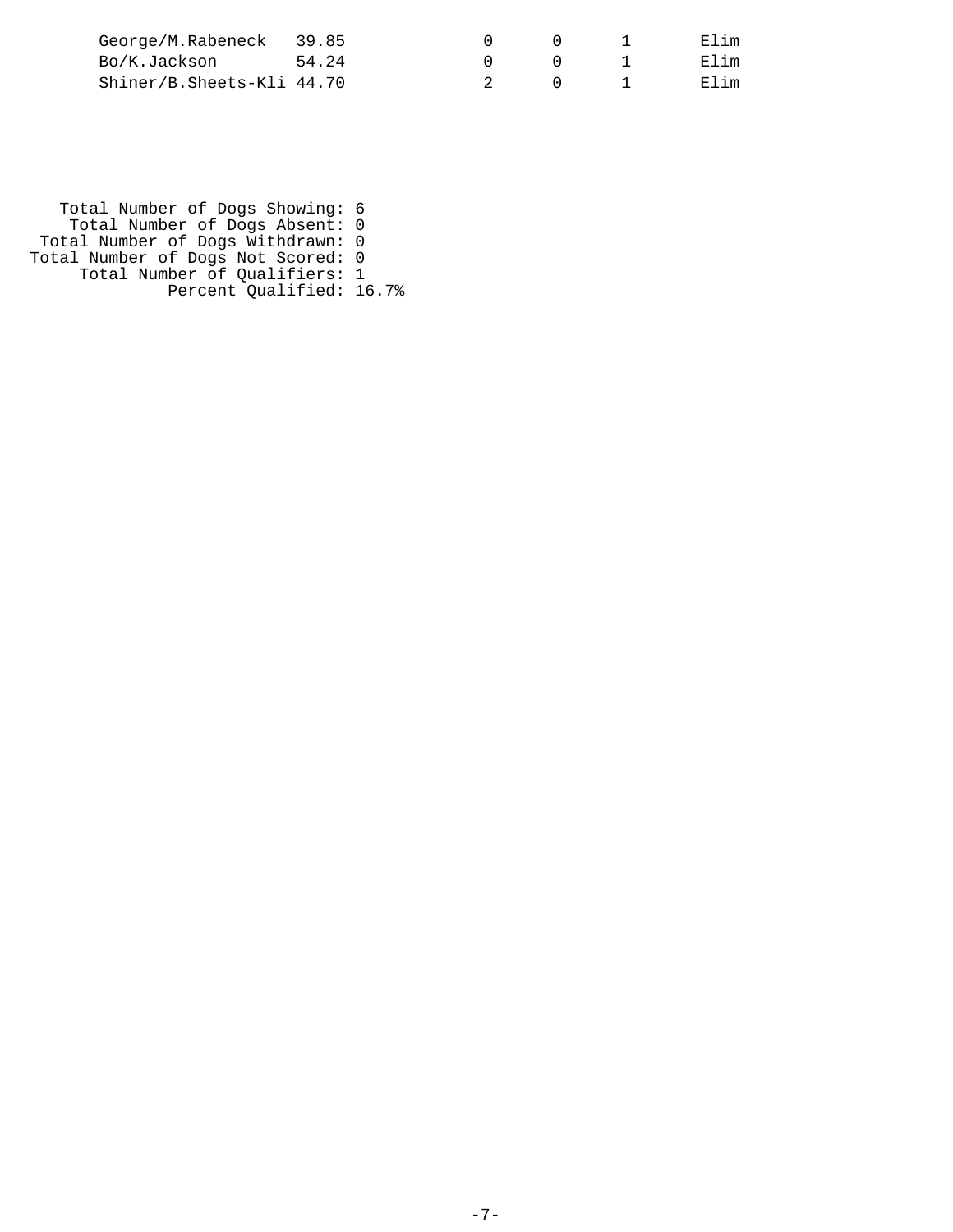| | | | | | |
|---|---|---|---|---|---|
| George/M.Rabeneck | 39.85 | 0 | 0 | 1 | Elim |
| Bo/K.Jackson | 54.24 | 0 | 0 | 1 | Elim |
| Shiner/B.Sheets-Kli | 44.70 | 2 | 0 | 1 | Elim |

Total Number of Dogs Showing: 6
Total Number of Dogs Absent: 0
Total Number of Dogs Withdrawn: 0
Total Number of Dogs Not Scored: 0
Total Number of Qualifiers: 1
Percent Qualified: 16.7%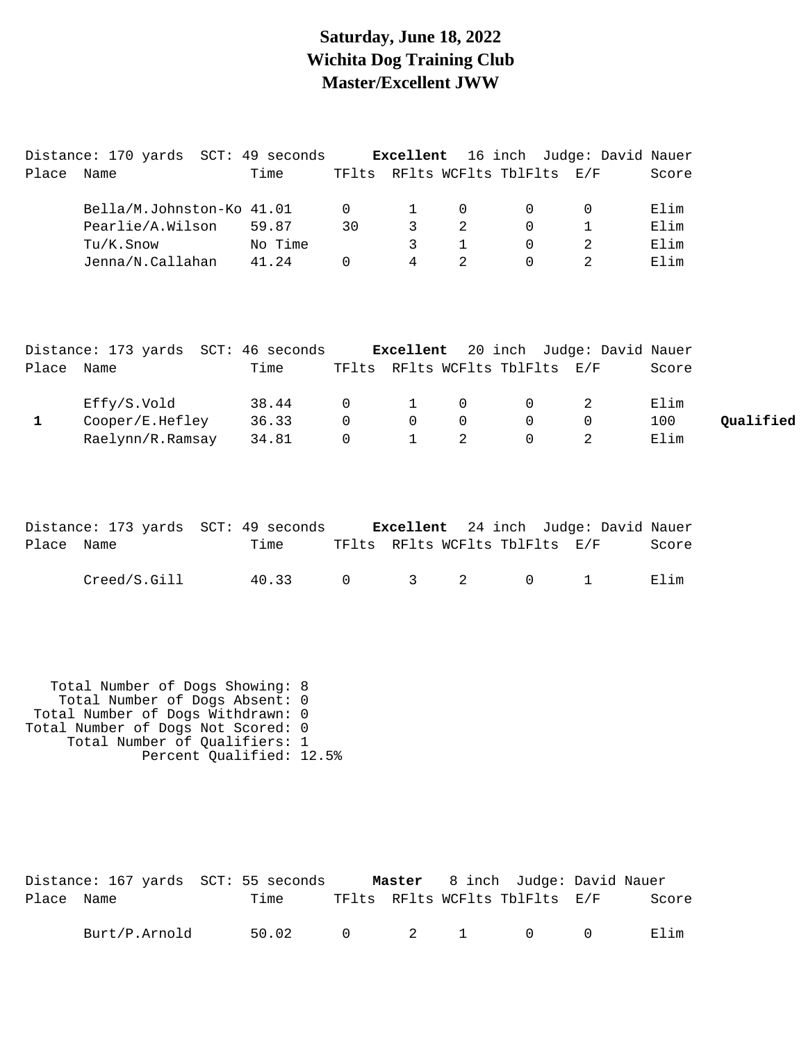# Saturday, June 18, 2022
# Wichita Dog Training Club
# Master/Excellent JWW

Distance: 170 yards  SCT: 49 seconds  **Excellent**  16 inch  Judge: David Nauer

| Place | Name | Time | TFlts | RFlts | WCFlts | TblFlts | E/F | Score | |
|---|---|---|---|---|---|---|---|---|---|
| | Bella/M.Johnston-Ko | 41.01 | 0 | 1 | 0 | 0 | 0 | Elim | |
| | Pearlie/A.Wilson | 59.87 | 30 | 3 | 2 | 0 | 1 | Elim | |
| | Tu/K.Snow | No Time | | 3 | 1 | 0 | 2 | Elim | |
| | Jenna/N.Callahan | 41.24 | 0 | 4 | 2 | 0 | 2 | Elim | |

Distance: 173 yards  SCT: 46 seconds  **Excellent**  20 inch  Judge: David Nauer

| Place | Name | Time | TFlts | RFlts | WCFlts | TblFlts | E/F | Score | |
|---|---|---|---|---|---|---|---|---|---|
| | Effy/S.Vold | 38.44 | 0 | 1 | 0 | 0 | 2 | Elim | |
| **1** | Cooper/E.Hefley | 36.33 | 0 | 0 | 0 | 0 | 0 | 100 | **Qualified** |
| | Raelynn/R.Ramsay | 34.81 | 0 | 1 | 2 | 0 | 2 | Elim | |

Distance: 173 yards  SCT: 49 seconds  **Excellent**  24 inch  Judge: David Nauer

| Place | Name | Time | TFlts | RFlts | WCFlts | TblFlts | E/F | Score | |
|---|---|---|---|---|---|---|---|---|---|
| | Creed/S.Gill | 40.33 | 0 | 3 | 2 | 0 | 1 | Elim | |

Total Number of Dogs Showing: 8
Total Number of Dogs Absent: 0
Total Number of Dogs Withdrawn: 0
Total Number of Dogs Not Scored: 0
Total Number of Qualifiers: 1
Percent Qualified: 12.5%

Distance: 167 yards  SCT: 55 seconds  **Master**  8 inch  Judge: David Nauer

| Place | Name | Time | TFlts | RFlts | WCFlts | TblFlts | E/F | Score |
|---|---|---|---|---|---|---|---|---|
| | Burt/P.Arnold | 50.02 | 0 | 2 | 1 | 0 | 0 | Elim |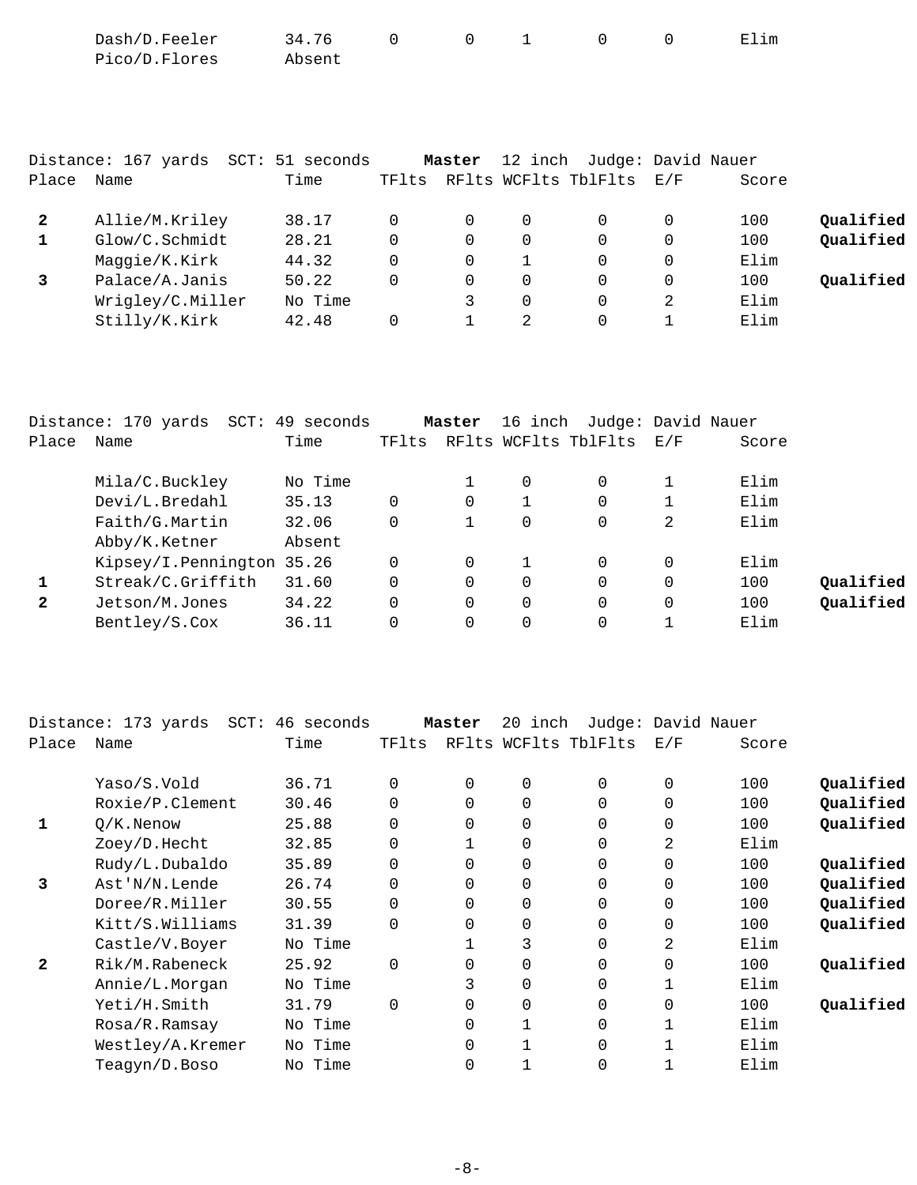| Place | Name | Time | TFlts | RFlts | WCFlts | TblFlts | E/F | Score | |
|---|---|---|---|---|---|---|---|---|---|
| | Dash/D.Feeler | 34.76 | 0 | 0 | 1 | 0 | 0 | Elim | |
| | Pico/D.Flores | Absent | | | | | | | |

Distance: 167 yards SCT: 51 seconds **Master** 12 inch Judge: David Nauer

| Place | Name | Time | TFlts | RFlts | WCFlts | TblFlts | E/F | Score | |
|---|---|---|---|---|---|---|---|---|---|
| **2** | Allie/M.Kriley | 38.17 | 0 | 0 | 0 | 0 | 0 | 100 | **Qualified** |
| **1** | Glow/C.Schmidt | 28.21 | 0 | 0 | 0 | 0 | 0 | 100 | **Qualified** |
| | Maggie/K.Kirk | 44.32 | 0 | 0 | 1 | 0 | 0 | Elim | |
| **3** | Palace/A.Janis | 50.22 | 0 | 0 | 0 | 0 | 0 | 100 | **Qualified** |
| | Wrigley/C.Miller | No Time | | 3 | 0 | 0 | 2 | Elim | |
| | Stilly/K.Kirk | 42.48 | 0 | 1 | 2 | 0 | 1 | Elim | |

Distance: 170 yards SCT: 49 seconds **Master** 16 inch Judge: David Nauer

| Place | Name | Time | TFlts | RFlts | WCFlts | TblFlts | E/F | Score | |
|---|---|---|---|---|---|---|---|---|---|
| | Mila/C.Buckley | No Time | | 1 | 0 | 0 | 1 | Elim | |
| | Devi/L.Bredahl | 35.13 | 0 | 0 | 1 | 0 | 1 | Elim | |
| | Faith/G.Martin | 32.06 | 0 | 1 | 0 | 0 | 2 | Elim | |
| | Abby/K.Ketner | Absent | | | | | | | |
| | Kipsey/I.Pennington | 35.26 | 0 | 0 | 1 | 0 | 0 | Elim | |
| **1** | Streak/C.Griffith | 31.60 | 0 | 0 | 0 | 0 | 0 | 100 | **Qualified** |
| **2** | Jetson/M.Jones | 34.22 | 0 | 0 | 0 | 0 | 0 | 100 | **Qualified** |
| | Bentley/S.Cox | 36.11 | 0 | 0 | 0 | 0 | 1 | Elim | |

Distance: 173 yards SCT: 46 seconds **Master** 20 inch Judge: David Nauer

| Place | Name | Time | TFlts | RFlts | WCFlts | TblFlts | E/F | Score | |
|---|---|---|---|---|---|---|---|---|---|
| | Yaso/S.Vold | 36.71 | 0 | 0 | 0 | 0 | 0 | 100 | **Qualified** |
| | Roxie/P.Clement | 30.46 | 0 | 0 | 0 | 0 | 0 | 100 | **Qualified** |
| **1** | Q/K.Nenow | 25.88 | 0 | 0 | 0 | 0 | 0 | 100 | **Qualified** |
| | Zoey/D.Hecht | 32.85 | 0 | 1 | 0 | 0 | 2 | Elim | |
| | Rudy/L.Dubaldo | 35.89 | 0 | 0 | 0 | 0 | 0 | 100 | **Qualified** |
| **3** | Ast'N/N.Lende | 26.74 | 0 | 0 | 0 | 0 | 0 | 100 | **Qualified** |
| | Doree/R.Miller | 30.55 | 0 | 0 | 0 | 0 | 0 | 100 | **Qualified** |
| | Kitt/S.Williams | 31.39 | 0 | 0 | 0 | 0 | 0 | 100 | **Qualified** |
| | Castle/V.Boyer | No Time | | 1 | 3 | 0 | 2 | Elim | |
| **2** | Rik/M.Rabeneck | 25.92 | 0 | 0 | 0 | 0 | 0 | 100 | **Qualified** |
| | Annie/L.Morgan | No Time | | 3 | 0 | 0 | 1 | Elim | |
| | Yeti/H.Smith | 31.79 | 0 | 0 | 0 | 0 | 0 | 100 | **Qualified** |
| | Rosa/R.Ramsay | No Time | | 0 | 1 | 0 | 1 | Elim | |
| | Westley/A.Kremer | No Time | | 0 | 1 | 0 | 1 | Elim | |
| | Teagyn/D.Boso | No Time | | 0 | 1 | 0 | 1 | Elim | |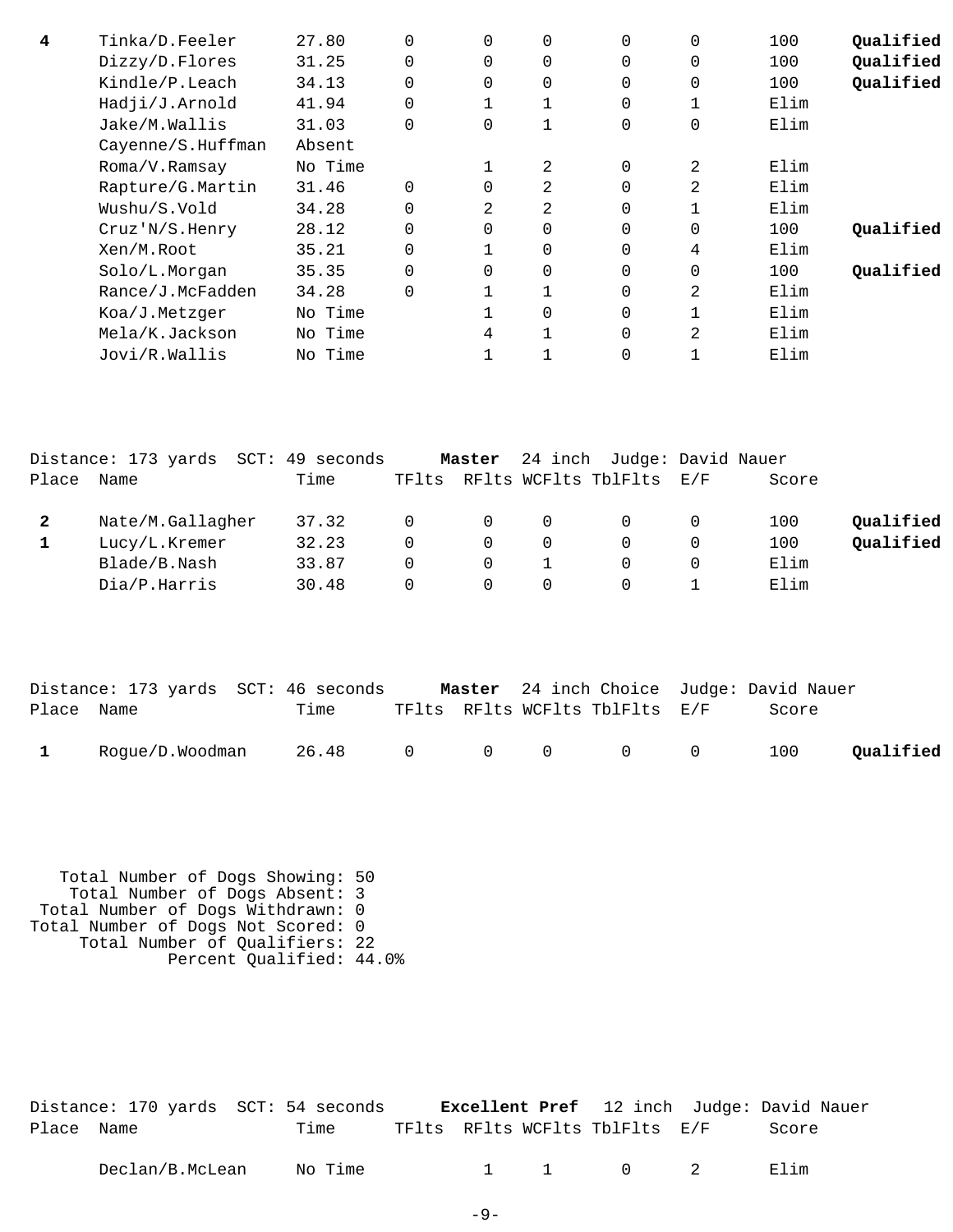| Place | Name | Time | TFlts | RFlts | WCFlts | TblFlts | E/F | Score | |
|---|---|---|---|---|---|---|---|---|---|
| **4** | Tinka/D.Feeler | 27.80 | 0 | 0 | 0 | 0 | 0 | 100 | **Qualified** |
| | Dizzy/D.Flores | 31.25 | 0 | 0 | 0 | 0 | 0 | 100 | **Qualified** |
| | Kindle/P.Leach | 34.13 | 0 | 0 | 0 | 0 | 0 | 100 | **Qualified** |
| | Hadji/J.Arnold | 41.94 | 0 | 1 | 1 | 0 | 1 | Elim | |
| | Jake/M.Wallis | 31.03 | 0 | 0 | 1 | 0 | 0 | Elim | |
| | Cayenne/S.Huffman | Absent | | | | | | | |
| | Roma/V.Ramsay | No Time | | 1 | 2 | 0 | 2 | Elim | |
| | Rapture/G.Martin | 31.46 | 0 | 0 | 2 | 0 | 2 | Elim | |
| | Wushu/S.Vold | 34.28 | 0 | 2 | 2 | 0 | 1 | Elim | |
| | Cruz'N/S.Henry | 28.12 | 0 | 0 | 0 | 0 | 0 | 100 | **Qualified** |
| | Xen/M.Root | 35.21 | 0 | 1 | 0 | 0 | 4 | Elim | |
| | Solo/L.Morgan | 35.35 | 0 | 0 | 0 | 0 | 0 | 100 | **Qualified** |
| | Rance/J.McFadden | 34.28 | 0 | 1 | 1 | 0 | 2 | Elim | |
| | Koa/J.Metzger | No Time | | 1 | 0 | 0 | 1 | Elim | |
| | Mela/K.Jackson | No Time | | 4 | 1 | 0 | 2 | Elim | |
| | Jovi/R.Wallis | No Time | | 1 | 1 | 0 | 1 | Elim | |

Distance: 173 yards SCT: 49 seconds **Master** 24 inch Judge: David Nauer

| Place | Name | Time | TFlts | RFlts | WCFlts | TblFlts | E/F | Score | |
|---|---|---|---|---|---|---|---|---|---|
| **2** | Nate/M.Gallagher | 37.32 | 0 | 0 | 0 | 0 | 0 | 100 | **Qualified** |
| **1** | Lucy/L.Kremer | 32.23 | 0 | 0 | 0 | 0 | 0 | 100 | **Qualified** |
| | Blade/B.Nash | 33.87 | 0 | 0 | 1 | 0 | 0 | Elim | |
| | Dia/P.Harris | 30.48 | 0 | 0 | 0 | 0 | 1 | Elim | |

Distance: 173 yards SCT: 46 seconds **Master** 24 inch Choice Judge: David Nauer

| Place | Name | Time | TFlts | RFlts | WCFlts | TblFlts | E/F | Score | |
|---|---|---|---|---|---|---|---|---|---|
| **1** | Rogue/D.Woodman | 26.48 | 0 | 0 | 0 | 0 | 0 | 100 | **Qualified** |

Total Number of Dogs Showing: 50
Total Number of Dogs Absent: 3
Total Number of Dogs Withdrawn: 0
Total Number of Dogs Not Scored: 0
Total Number of Qualifiers: 22
Percent Qualified: 44.0%

Distance: 170 yards SCT: 54 seconds **Excellent Pref** 12 inch Judge: David Nauer

| Place | Name | Time | TFlts | RFlts | WCFlts | TblFlts | E/F | Score |
|---|---|---|---|---|---|---|---|---|
| | Declan/B.McLean | No Time | | 1 | 1 | 0 | 2 | Elim |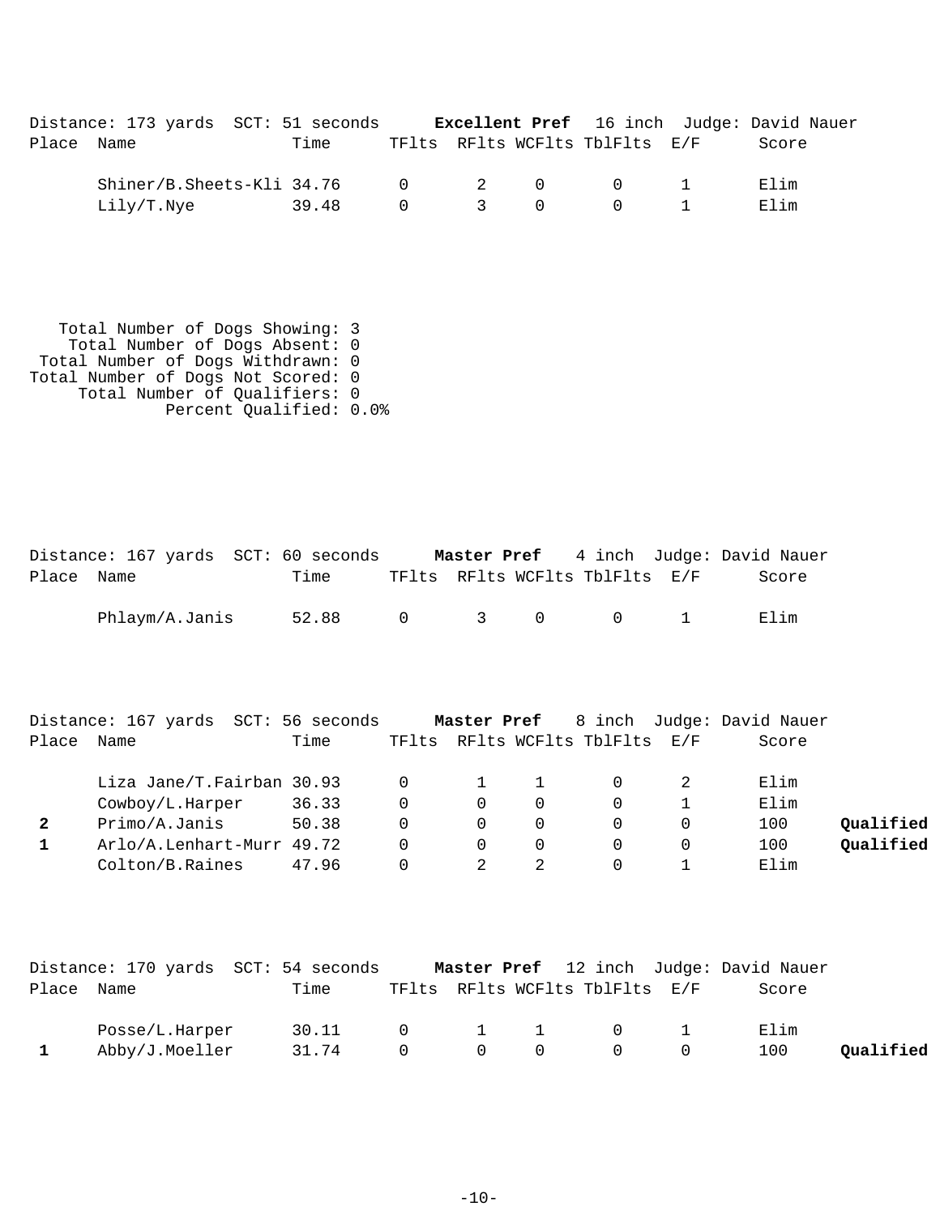Distance: 173 yards  SCT: 51 seconds  **Excellent Pref**  16 inch  Judge: David Nauer

| Place | Name | Time | TFlts | RFlts | WCFlts | TblFlts | E/F | Score | |
|---|---|---|---|---|---|---|---|---|---|
| | Shiner/B.Sheets-Kli | 34.76 | 0 | 2 | 0 | 0 | 1 | Elim | |
| | Lily/T.Nye | 39.48 | 0 | 3 | 0 | 0 | 1 | Elim | |

Total Number of Dogs Showing: 3
Total Number of Dogs Absent: 0
Total Number of Dogs Withdrawn: 0
Total Number of Dogs Not Scored: 0
Total Number of Qualifiers: 0
Percent Qualified: 0.0%

Distance: 167 yards  SCT: 60 seconds  **Master Pref**  4 inch  Judge: David Nauer

| Place | Name | Time | TFlts | RFlts | WCFlts | TblFlts | E/F | Score | |
|---|---|---|---|---|---|---|---|---|---|
| | Phlaym/A.Janis | 52.88 | 0 | 3 | 0 | 0 | 1 | Elim | |

Distance: 167 yards  SCT: 56 seconds  **Master Pref**  8 inch  Judge: David Nauer

| Place | Name | Time | TFlts | RFlts | WCFlts | TblFlts | E/F | Score | |
|---|---|---|---|---|---|---|---|---|---|
| | Liza Jane/T.Fairban | 30.93 | 0 | 1 | 1 | 0 | 2 | Elim | |
| | Cowboy/L.Harper | 36.33 | 0 | 0 | 0 | 0 | 1 | Elim | |
| **2** | Primo/A.Janis | 50.38 | 0 | 0 | 0 | 0 | 0 | 100 | **Qualified** |
| **1** | Arlo/A.Lenhart-Murr | 49.72 | 0 | 0 | 0 | 0 | 0 | 100 | **Qualified** |
| | Colton/B.Raines | 47.96 | 0 | 2 | 2 | 0 | 1 | Elim | |

Distance: 170 yards  SCT: 54 seconds  **Master Pref**  12 inch  Judge: David Nauer

| Place | Name | Time | TFlts | RFlts | WCFlts | TblFlts | E/F | Score | |
|---|---|---|---|---|---|---|---|---|---|
| | Posse/L.Harper | 30.11 | 0 | 1 | 1 | 0 | 1 | Elim | |
| **1** | Abby/J.Moeller | 31.74 | 0 | 0 | 0 | 0 | 0 | 100 | **Qualified** |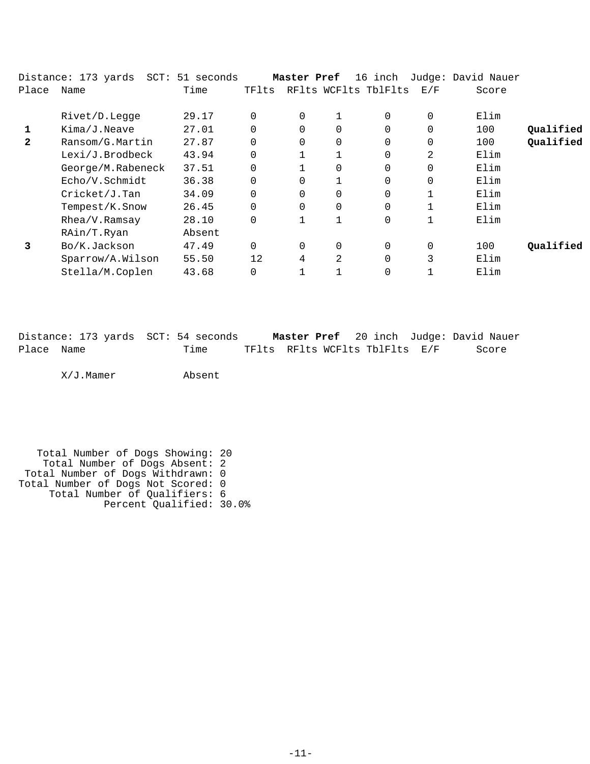Distance: 173 yards  SCT: 51 seconds  **Master Pref**  16 inch  Judge: David Nauer

| Place | Name | Time | TFlts | RFlts | WCFlts | TblFlts | E/F | Score | |
|---|---|---|---|---|---|---|---|---|---|
| | Rivet/D.Legge | 29.17 | 0 | 0 | 1 | 0 | 0 | Elim | |
| **1** | Kima/J.Neave | 27.01 | 0 | 0 | 0 | 0 | 0 | 100 | **Qualified** |
| **2** | Ransom/G.Martin | 27.87 | 0 | 0 | 0 | 0 | 0 | 100 | **Qualified** |
| | Lexi/J.Brodbeck | 43.94 | 0 | 1 | 1 | 0 | 2 | Elim | |
| | George/M.Rabeneck | 37.51 | 0 | 1 | 0 | 0 | 0 | Elim | |
| | Echo/V.Schmidt | 36.38 | 0 | 0 | 1 | 0 | 0 | Elim | |
| | Cricket/J.Tan | 34.09 | 0 | 0 | 0 | 0 | 1 | Elim | |
| | Tempest/K.Snow | 26.45 | 0 | 0 | 0 | 0 | 1 | Elim | |
| | Rhea/V.Ramsay | 28.10 | 0 | 1 | 1 | 0 | 1 | Elim | |
| | RAin/T.Ryan | Absent | | | | | | | |
| **3** | Bo/K.Jackson | 47.49 | 0 | 0 | 0 | 0 | 0 | 100 | **Qualified** |
| | Sparrow/A.Wilson | 55.50 | 12 | 4 | 2 | 0 | 3 | Elim | |
| | Stella/M.Coplen | 43.68 | 0 | 1 | 1 | 0 | 1 | Elim | |

Distance: 173 yards  SCT: 54 seconds  **Master Pref**  20 inch  Judge: David Nauer

| Place | Name | Time | TFlts | RFlts | WCFlts | TblFlts | E/F | Score |
|---|---|---|---|---|---|---|---|---|
| | X/J.Mamer | Absent | | | | | | |

Total Number of Dogs Showing: 20
Total Number of Dogs Absent: 2
Total Number of Dogs Withdrawn: 0
Total Number of Dogs Not Scored: 0
Total Number of Qualifiers: 6
Percent Qualified: 30.0%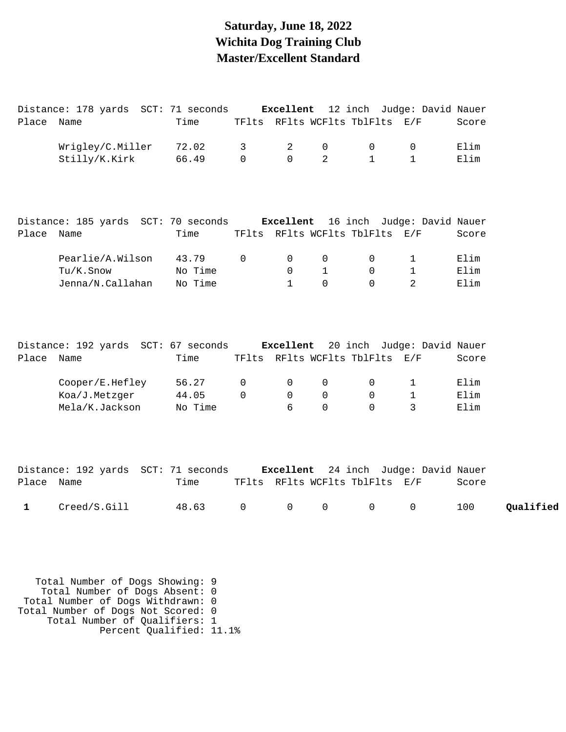# Saturday, June 18, 2022
# Wichita Dog Training Club
# Master/Excellent Standard

Distance: 178 yards SCT: 71 seconds **Excellent** 12 inch Judge: David Nauer

| Place | Name | Time | TFlts | RFlts | WCFlts | TblFlts | E/F | Score | |
|---|---|---|---|---|---|---|---|---|---|
| | Wrigley/C.Miller | 72.02 | 3 | 2 | 0 | 0 | 0 | Elim | |
| | Stilly/K.Kirk | 66.49 | 0 | 0 | 2 | 1 | 1 | Elim | |

Distance: 185 yards SCT: 70 seconds **Excellent** 16 inch Judge: David Nauer

| Place | Name | Time | TFlts | RFlts | WCFlts | TblFlts | E/F | Score | |
|---|---|---|---|---|---|---|---|---|---|
| | Pearlie/A.Wilson | 43.79 | 0 | 0 | 0 | 0 | 1 | Elim | |
| | Tu/K.Snow | No Time | | 0 | 1 | 0 | 1 | Elim | |
| | Jenna/N.Callahan | No Time | | 1 | 0 | 0 | 2 | Elim | |

Distance: 192 yards SCT: 67 seconds **Excellent** 20 inch Judge: David Nauer

| Place | Name | Time | TFlts | RFlts | WCFlts | TblFlts | E/F | Score | |
|---|---|---|---|---|---|---|---|---|---|
| | Cooper/E.Hefley | 56.27 | 0 | 0 | 0 | 0 | 1 | Elim | |
| | Koa/J.Metzger | 44.05 | 0 | 0 | 0 | 0 | 1 | Elim | |
| | Mela/K.Jackson | No Time | | 6 | 0 | 0 | 3 | Elim | |

Distance: 192 yards SCT: 71 seconds **Excellent** 24 inch Judge: David Nauer

| Place | Name | Time | TFlts | RFlts | WCFlts | TblFlts | E/F | Score | |
|---|---|---|---|---|---|---|---|---|---|
| **1** | Creed/S.Gill | 48.63 | 0 | 0 | 0 | 0 | 0 | 100 | **Qualified** |

Total Number of Dogs Showing: 9
Total Number of Dogs Absent: 0
Total Number of Dogs Withdrawn: 0
Total Number of Dogs Not Scored: 0
Total Number of Qualifiers: 1
Percent Qualified: 11.1%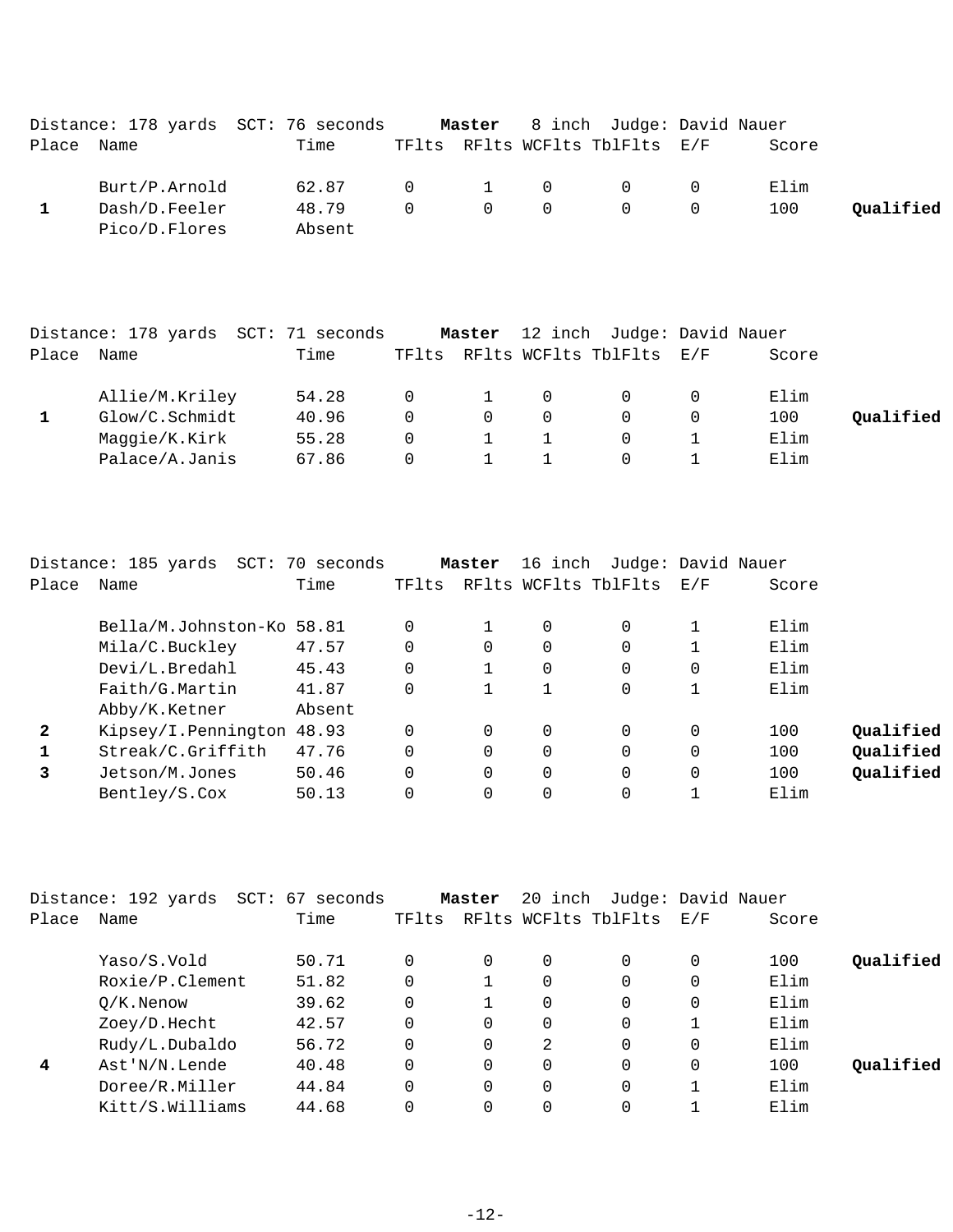Distance: 178 yards  SCT: 76 seconds  **Master**  8 inch  Judge: David Nauer

| Place | Name | Time | TFlts | RFlts | WCFlts | TblFlts | E/F | Score | |
|---|---|---|---|---|---|---|---|---|---|
| | Burt/P.Arnold | 62.87 | 0 | 1 | 0 | 0 | 0 | Elim | |
| 1 | Dash/D.Feeler | 48.79 | 0 | 0 | 0 | 0 | 0 | 100 | **Qualified** |
| | Pico/D.Flores | Absent | | | | | | | |

Distance: 178 yards  SCT: 71 seconds  **Master**  12 inch  Judge: David Nauer

| Place | Name | Time | TFlts | RFlts | WCFlts | TblFlts | E/F | Score | |
|---|---|---|---|---|---|---|---|---|---|
| | Allie/M.Kriley | 54.28 | 0 | 1 | 0 | 0 | 0 | Elim | |
| 1 | Glow/C.Schmidt | 40.96 | 0 | 0 | 0 | 0 | 0 | 100 | **Qualified** |
| | Maggie/K.Kirk | 55.28 | 0 | 1 | 1 | 0 | 1 | Elim | |
| | Palace/A.Janis | 67.86 | 0 | 1 | 1 | 0 | 1 | Elim | |

Distance: 185 yards  SCT: 70 seconds  **Master**  16 inch  Judge: David Nauer

| Place | Name | Time | TFlts | RFlts | WCFlts | TblFlts | E/F | Score | |
|---|---|---|---|---|---|---|---|---|---|
| | Bella/M.Johnston-Ko | 58.81 | 0 | 1 | 0 | 0 | 1 | Elim | |
| | Mila/C.Buckley | 47.57 | 0 | 0 | 0 | 0 | 1 | Elim | |
| | Devi/L.Bredahl | 45.43 | 0 | 1 | 0 | 0 | 0 | Elim | |
| | Faith/G.Martin | 41.87 | 0 | 1 | 1 | 0 | 1 | Elim | |
| | Abby/K.Ketner | Absent | | | | | | | |
| 2 | Kipsey/I.Pennington | 48.93 | 0 | 0 | 0 | 0 | 0 | 100 | **Qualified** |
| 1 | Streak/C.Griffith | 47.76 | 0 | 0 | 0 | 0 | 0 | 100 | **Qualified** |
| 3 | Jetson/M.Jones | 50.46 | 0 | 0 | 0 | 0 | 0 | 100 | **Qualified** |
| | Bentley/S.Cox | 50.13 | 0 | 0 | 0 | 0 | 1 | Elim | |

Distance: 192 yards  SCT: 67 seconds  **Master**  20 inch  Judge: David Nauer

| Place | Name | Time | TFlts | RFlts | WCFlts | TblFlts | E/F | Score | |
|---|---|---|---|---|---|---|---|---|---|
| | Yaso/S.Vold | 50.71 | 0 | 0 | 0 | 0 | 0 | 100 | **Qualified** |
| | Roxie/P.Clement | 51.82 | 0 | 1 | 0 | 0 | 0 | Elim | |
| | Q/K.Nenow | 39.62 | 0 | 1 | 0 | 0 | 0 | Elim | |
| | Zoey/D.Hecht | 42.57 | 0 | 0 | 0 | 0 | 1 | Elim | |
| | Rudy/L.Dubaldo | 56.72 | 0 | 0 | 2 | 0 | 0 | Elim | |
| 4 | Ast'N/N.Lende | 40.48 | 0 | 0 | 0 | 0 | 0 | 100 | **Qualified** |
| | Doree/R.Miller | 44.84 | 0 | 0 | 0 | 0 | 1 | Elim | |
| | Kitt/S.Williams | 44.68 | 0 | 0 | 0 | 0 | 1 | Elim | |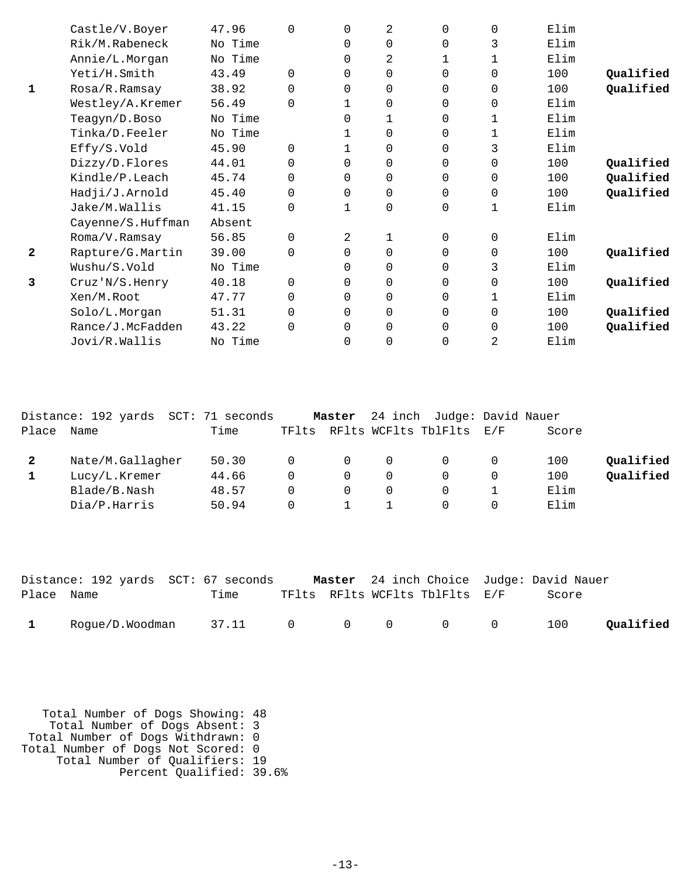| Place | Name | Time | TFlts | RFlts | WCFlts | TblFlts | E/F | Score | |
|---|---|---|---|---|---|---|---|---|---|
| | Castle/V.Boyer | 47.96 | 0 | 0 | 2 | 0 | 0 | Elim | |
| | Rik/M.Rabeneck | No Time | | 0 | 0 | 0 | 3 | Elim | |
| | Annie/L.Morgan | No Time | | 0 | 2 | 1 | 1 | Elim | |
| | Yeti/H.Smith | 43.49 | 0 | 0 | 0 | 0 | 0 | 100 | **Qualified** |
| **1** | Rosa/R.Ramsay | 38.92 | 0 | 0 | 0 | 0 | 0 | 100 | **Qualified** |
| | Westley/A.Kremer | 56.49 | 0 | 1 | 0 | 0 | 0 | Elim | |
| | Teagyn/D.Boso | No Time | | 0 | 1 | 0 | 1 | Elim | |
| | Tinka/D.Feeler | No Time | | 1 | 0 | 0 | 1 | Elim | |
| | Effy/S.Vold | 45.90 | 0 | 1 | 0 | 0 | 3 | Elim | |
| | Dizzy/D.Flores | 44.01 | 0 | 0 | 0 | 0 | 0 | 100 | **Qualified** |
| | Kindle/P.Leach | 45.74 | 0 | 0 | 0 | 0 | 0 | 100 | **Qualified** |
| | Hadji/J.Arnold | 45.40 | 0 | 0 | 0 | 0 | 0 | 100 | **Qualified** |
| | Jake/M.Wallis | 41.15 | 0 | 1 | 0 | 0 | 1 | Elim | |
| | Cayenne/S.Huffman | Absent | | | | | | | |
| | Roma/V.Ramsay | 56.85 | 0 | 2 | 1 | 0 | 0 | Elim | |
| **2** | Rapture/G.Martin | 39.00 | 0 | 0 | 0 | 0 | 0 | 100 | **Qualified** |
| | Wushu/S.Vold | No Time | | 0 | 0 | 0 | 3 | Elim | |
| **3** | Cruz'N/S.Henry | 40.18 | 0 | 0 | 0 | 0 | 0 | 100 | **Qualified** |
| | Xen/M.Root | 47.77 | 0 | 0 | 0 | 0 | 1 | Elim | |
| | Solo/L.Morgan | 51.31 | 0 | 0 | 0 | 0 | 0 | 100 | **Qualified** |
| | Rance/J.McFadden | 43.22 | 0 | 0 | 0 | 0 | 0 | 100 | **Qualified** |
| | Jovi/R.Wallis | No Time | | 0 | 0 | 0 | 2 | Elim | |

Distance: 192 yards SCT: 71 seconds **Master** 24 inch Judge: David Nauer

| Place | Name | Time | TFlts | RFlts | WCFlts | TblFlts | E/F | Score | |
|---|---|---|---|---|---|---|---|---|---|
| **2** | Nate/M.Gallagher | 50.30 | 0 | 0 | 0 | 0 | 0 | 100 | **Qualified** |
| **1** | Lucy/L.Kremer | 44.66 | 0 | 0 | 0 | 0 | 0 | 100 | **Qualified** |
| | Blade/B.Nash | 48.57 | 0 | 0 | 0 | 0 | 1 | Elim | |
| | Dia/P.Harris | 50.94 | 0 | 1 | 1 | 0 | 0 | Elim | |

Distance: 192 yards SCT: 67 seconds **Master** 24 inch Choice Judge: David Nauer

| Place | Name | Time | TFlts | RFlts | WCFlts | TblFlts | E/F | Score | |
|---|---|---|---|---|---|---|---|---|---|
| **1** | Rogue/D.Woodman | 37.11 | 0 | 0 | 0 | 0 | 0 | 100 | **Qualified** |

Total Number of Dogs Showing: 48
Total Number of Dogs Absent: 3
Total Number of Dogs Withdrawn: 0
Total Number of Dogs Not Scored: 0
Total Number of Qualifiers: 19
Percent Qualified: 39.6%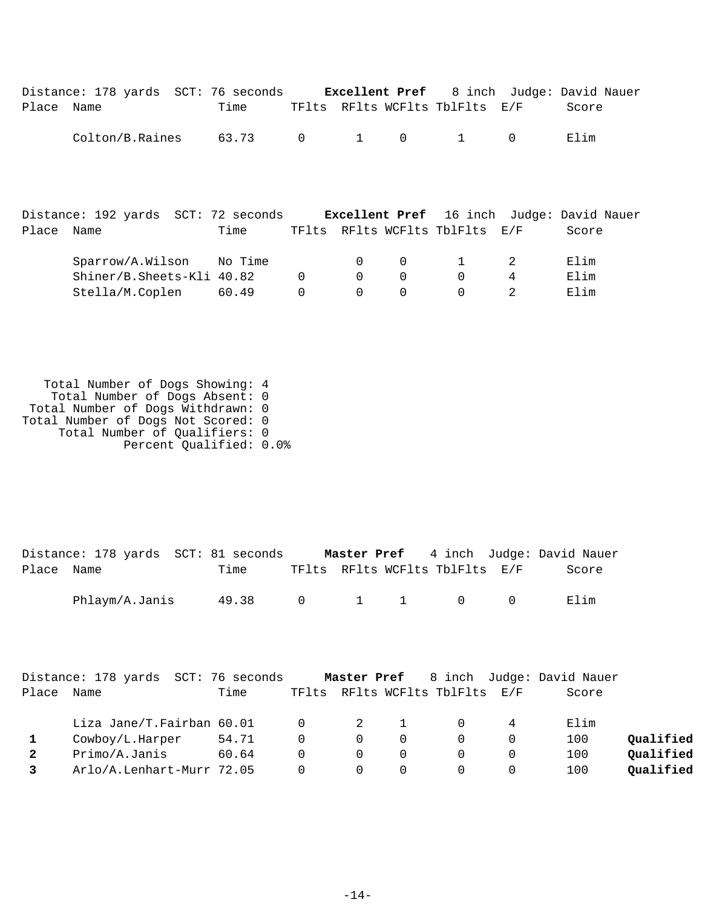Distance: 178 yards SCT: 76 seconds **Excellent Pref** 8 inch Judge: David Nauer

| Place | Name | Time | TFlts | RFlts | WCFlts | TblFlts | E/F | Score |
|---|---|---|---|---|---|---|---|---|
| | Colton/B.Raines | 63.73 | 0 | 1 | 0 | 1 | 0 | Elim |

Distance: 192 yards SCT: 72 seconds **Excellent Pref** 16 inch Judge: David Nauer

| Place | Name | Time | TFlts | RFlts | WCFlts | TblFlts | E/F | Score |
|---|---|---|---|---|---|---|---|---|
| | Sparrow/A.Wilson | No Time | | 0 | 0 | 1 | 2 | Elim |
| | Shiner/B.Sheets-Kli | 40.82 | 0 | 0 | 0 | 0 | 4 | Elim |
| | Stella/M.Coplen | 60.49 | 0 | 0 | 0 | 0 | 2 | Elim |

Total Number of Dogs Showing: 4
Total Number of Dogs Absent: 0
Total Number of Dogs Withdrawn: 0
Total Number of Dogs Not Scored: 0
Total Number of Qualifiers: 0
Percent Qualified: 0.0%

Distance: 178 yards SCT: 81 seconds **Master Pref** 4 inch Judge: David Nauer

| Place | Name | Time | TFlts | RFlts | WCFlts | TblFlts | E/F | Score |
|---|---|---|---|---|---|---|---|---|
| | Phlaym/A.Janis | 49.38 | 0 | 1 | 1 | 0 | 0 | Elim |

Distance: 178 yards SCT: 76 seconds **Master Pref** 8 inch Judge: David Nauer

| Place | Name | Time | TFlts | RFlts | WCFlts | TblFlts | E/F | Score | |
|---|---|---|---|---|---|---|---|---|---|
| | Liza Jane/T.Fairban | 60.01 | 0 | 2 | 1 | 0 | 4 | Elim | |
| **1** | Cowboy/L.Harper | 54.71 | 0 | 0 | 0 | 0 | 0 | 100 | **Qualified** |
| **2** | Primo/A.Janis | 60.64 | 0 | 0 | 0 | 0 | 0 | 100 | **Qualified** |
| **3** | Arlo/A.Lenhart-Murr | 72.05 | 0 | 0 | 0 | 0 | 0 | 100 | **Qualified** |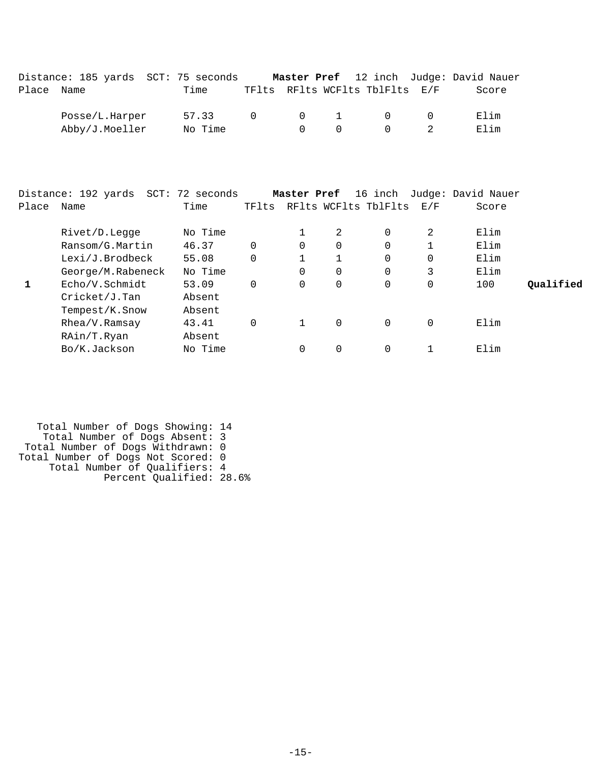Distance: 185 yards  SCT: 75 seconds  **Master Pref**  12 inch  Judge: David Nauer

| Place | Name | Time | TFlts | RFlts | WCFlts | TblFlts | E/F | Score | |
|---|---|---|---|---|---|---|---|---|---|
| | Posse/L.Harper | 57.33 | 0 | 0 | 1 | 0 | 0 | Elim | |
| | Abby/J.Moeller | No Time | | 0 | 0 | 0 | 2 | Elim | |

Distance: 192 yards  SCT: 72 seconds  **Master Pref**  16 inch  Judge: David Nauer

| Place | Name | Time | TFlts | RFlts | WCFlts | TblFlts | E/F | Score | |
|---|---|---|---|---|---|---|---|---|---|
| | Rivet/D.Legge | No Time | | 1 | 2 | 0 | 2 | Elim | |
| | Ransom/G.Martin | 46.37 | 0 | 0 | 0 | 0 | 1 | Elim | |
| | Lexi/J.Brodbeck | 55.08 | 0 | 1 | 1 | 0 | 0 | Elim | |
| | George/M.Rabeneck | No Time | | 0 | 0 | 0 | 3 | Elim | |
| **1** | Echo/V.Schmidt | 53.09 | 0 | 0 | 0 | 0 | 0 | 100 | **Qualified** |
| | Cricket/J.Tan | Absent | | | | | | | |
| | Tempest/K.Snow | Absent | | | | | | | |
| | Rhea/V.Ramsay | 43.41 | 0 | 1 | 0 | 0 | 0 | Elim | |
| | RAin/T.Ryan | Absent | | | | | | | |
| | Bo/K.Jackson | No Time | | 0 | 0 | 0 | 1 | Elim | |

Total Number of Dogs Showing: 14
Total Number of Dogs Absent: 3
Total Number of Dogs Withdrawn: 0
Total Number of Dogs Not Scored: 0
Total Number of Qualifiers: 4
Percent Qualified: 28.6%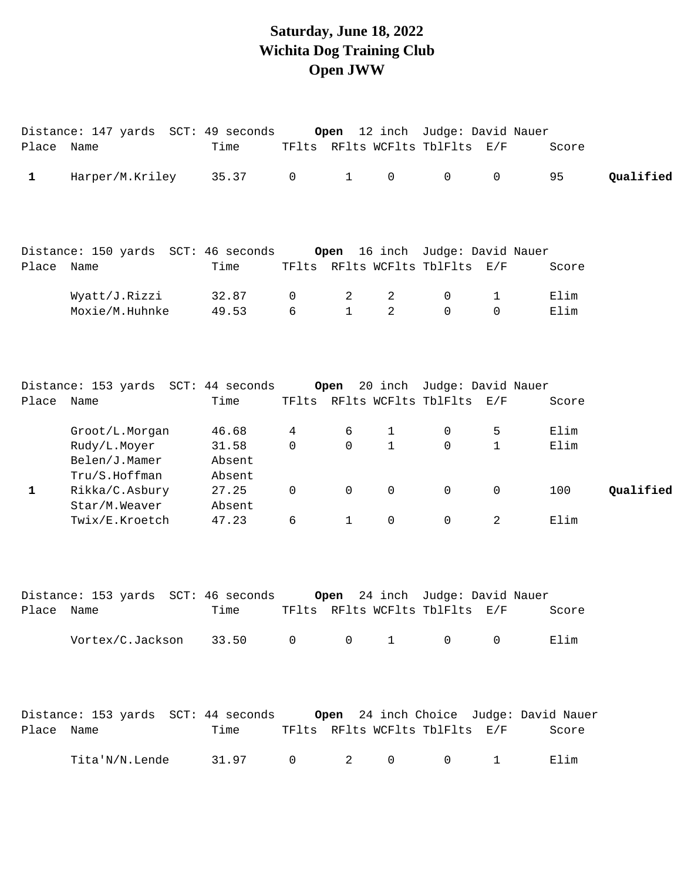# Saturday, June 18, 2022
# Wichita Dog Training Club
# Open JWW

Distance: 147 yards SCT: 49 seconds **Open** 12 inch Judge: David Nauer

| Place | Name | Time | TFlts | RFlts | WCFlts | TblFlts | E/F | Score | |
|---|---|---|---|---|---|---|---|---|---|
| 1 | Harper/M.Kriley | 35.37 | 0 | 1 | 0 | 0 | 0 | 95 | **Qualified** |

Distance: 150 yards SCT: 46 seconds **Open** 16 inch Judge: David Nauer

| Place | Name | Time | TFlts | RFlts | WCFlts | TblFlts | E/F | Score |
|---|---|---|---|---|---|---|---|---|
| | Wyatt/J.Rizzi | 32.87 | 0 | 2 | 2 | 0 | 1 | Elim |
| | Moxie/M.Huhnke | 49.53 | 6 | 1 | 2 | 0 | 0 | Elim |

Distance: 153 yards SCT: 44 seconds **Open** 20 inch Judge: David Nauer

| Place | Name | Time | TFlts | RFlts | WCFlts | TblFlts | E/F | Score | |
|---|---|---|---|---|---|---|---|---|---|
| | Groot/L.Morgan | 46.68 | 4 | 6 | 1 | 0 | 5 | Elim | |
| | Rudy/L.Moyer | 31.58 | 0 | 0 | 1 | 0 | 1 | Elim | |
| | Belen/J.Mamer | Absent | | | | | | | |
| | Tru/S.Hoffman | Absent | | | | | | | |
| 1 | Rikka/C.Asbury | 27.25 | 0 | 0 | 0 | 0 | 0 | 100 | **Qualified** |
| | Star/M.Weaver | Absent | | | | | | | |
| | Twix/E.Kroetch | 47.23 | 6 | 1 | 0 | 0 | 2 | Elim | |

Distance: 153 yards SCT: 46 seconds **Open** 24 inch Judge: David Nauer

| Place | Name | Time | TFlts | RFlts | WCFlts | TblFlts | E/F | Score |
|---|---|---|---|---|---|---|---|---|
| | Vortex/C.Jackson | 33.50 | 0 | 0 | 1 | 0 | 0 | Elim |

Distance: 153 yards SCT: 44 seconds **Open** 24 inch Choice Judge: David Nauer

| Place | Name | Time | TFlts | RFlts | WCFlts | TblFlts | E/F | Score |
|---|---|---|---|---|---|---|---|---|
| | Tita'N/N.Lende | 31.97 | 0 | 2 | 0 | 0 | 1 | Elim |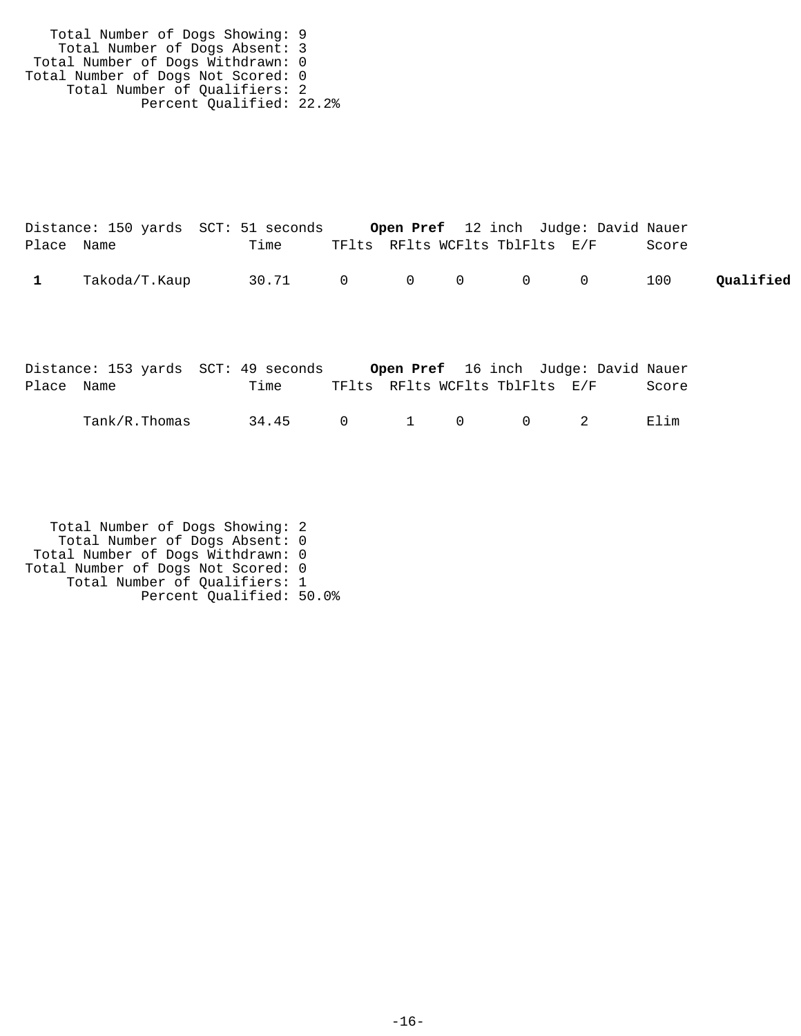Total Number of Dogs Showing: 9
Total Number of Dogs Absent: 3
Total Number of Dogs Withdrawn: 0
Total Number of Dogs Not Scored: 0
Total Number of Qualifiers: 2
Percent Qualified: 22.2%

Distance: 150 yards SCT: 51 seconds **Open Pref** 12 inch Judge: David Nauer

| Place | Name | Time | TFlts | RFlts | WCFlts | TblFlts | E/F | Score | |
|---|---|---|---|---|---|---|---|---|---|
| **1** | Takoda/T.Kaup | 30.71 | 0 | 0 | 0 | 0 | 0 | 100 | **Qualified** |

Distance: 153 yards SCT: 49 seconds **Open Pref** 16 inch Judge: David Nauer

| Place | Name | Time | TFlts | RFlts | WCFlts | TblFlts | E/F | Score |
|---|---|---|---|---|---|---|---|---|
| | Tank/R.Thomas | 34.45 | 0 | 1 | 0 | 0 | 2 | Elim |

Total Number of Dogs Showing: 2
Total Number of Dogs Absent: 0
Total Number of Dogs Withdrawn: 0
Total Number of Dogs Not Scored: 0
Total Number of Qualifiers: 1
Percent Qualified: 50.0%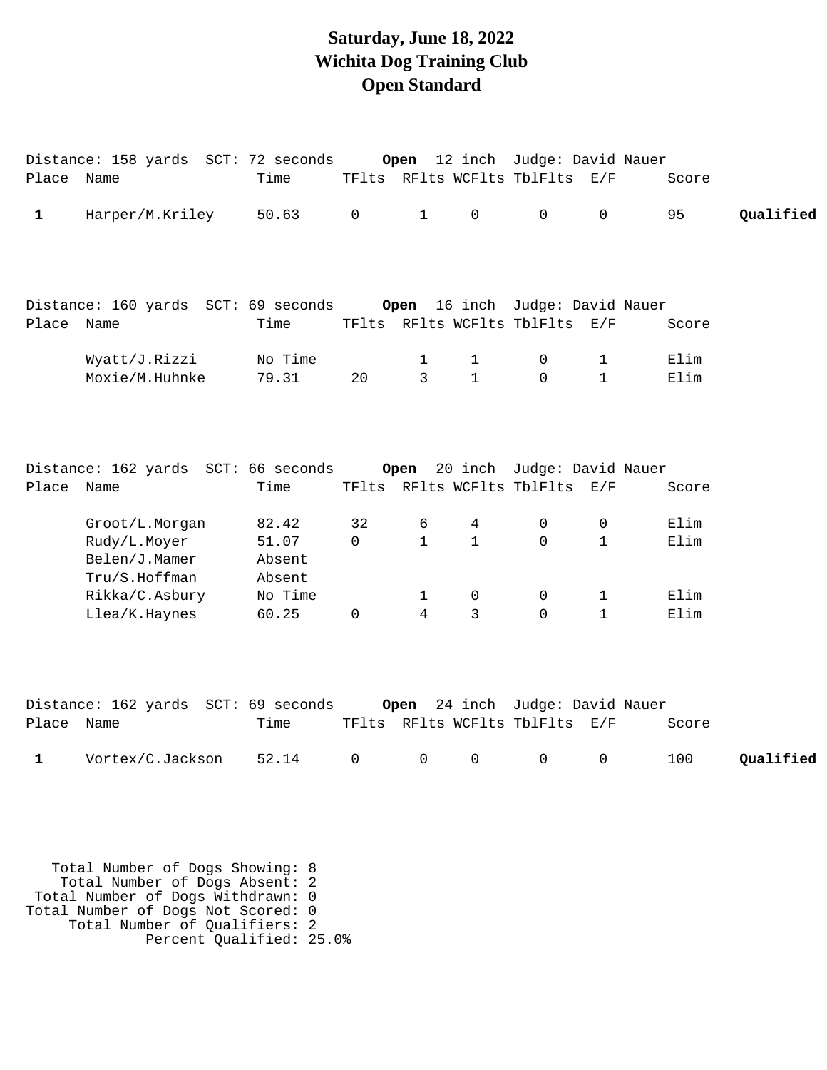# Saturday, June 18, 2022
# Wichita Dog Training Club
# Open Standard

Distance: 158 yards SCT: 72 seconds **Open** 12 inch Judge: David Nauer

| Place | Name | Time | TFlts | RFlts | WCFlts | TblFlts | E/F | Score | |
|---|---|---|---|---|---|---|---|---|---|
| **1** | Harper/M.Kriley | 50.63 | 0 | 1 | 0 | 0 | 0 | 95 | **Qualified** |

Distance: 160 yards SCT: 69 seconds **Open** 16 inch Judge: David Nauer

| Place | Name | Time | TFlts | RFlts | WCFlts | TblFlts | E/F | Score |
|---|---|---|---|---|---|---|---|---|
| | Wyatt/J.Rizzi | No Time | | 1 | 1 | 0 | 1 | Elim |
| | Moxie/M.Huhnke | 79.31 | 20 | 3 | 1 | 0 | 1 | Elim |

Distance: 162 yards SCT: 66 seconds **Open** 20 inch Judge: David Nauer

| Place | Name | Time | TFlts | RFlts | WCFlts | TblFlts | E/F | Score |
|---|---|---|---|---|---|---|---|---|
| | Groot/L.Morgan | 82.42 | 32 | 6 | 4 | 0 | 0 | Elim |
| | Rudy/L.Moyer | 51.07 | 0 | 1 | 1 | 0 | 1 | Elim |
| | Belen/J.Mamer | Absent | | | | | | |
| | Tru/S.Hoffman | Absent | | | | | | |
| | Rikka/C.Asbury | No Time | | 1 | 0 | 0 | 1 | Elim |
| | Llea/K.Haynes | 60.25 | 0 | 4 | 3 | 0 | 1 | Elim |

Distance: 162 yards SCT: 69 seconds **Open** 24 inch Judge: David Nauer

| Place | Name | Time | TFlts | RFlts | WCFlts | TblFlts | E/F | Score | |
|---|---|---|---|---|---|---|---|---|---|
| **1** | Vortex/C.Jackson | 52.14 | 0 | 0 | 0 | 0 | 0 | 100 | **Qualified** |

Total Number of Dogs Showing: 8
Total Number of Dogs Absent: 2
Total Number of Dogs Withdrawn: 0
Total Number of Dogs Not Scored: 0
Total Number of Qualifiers: 2
Percent Qualified: 25.0%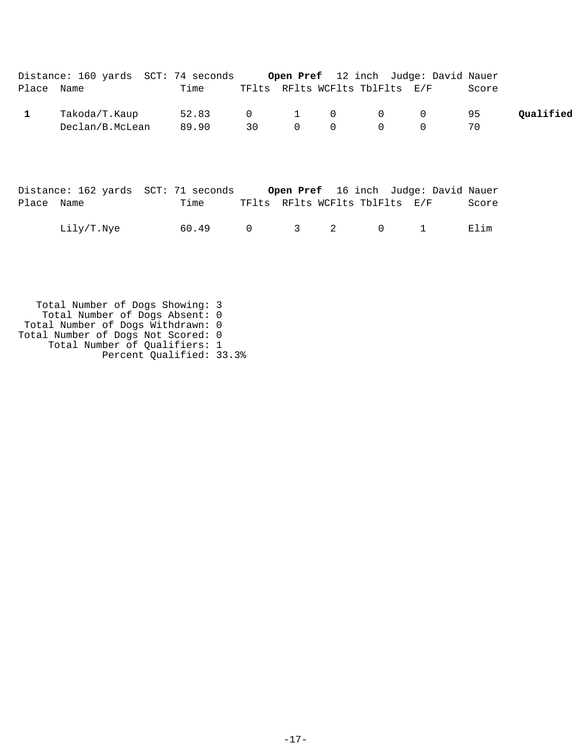Distance: 160 yards  SCT: 74 seconds  **Open Pref**  12 inch  Judge: David Nauer

| Place | Name | Time | TFlts | RFlts | WCFlts | TblFlts | E/F | Score | |
|---|---|---|---|---|---|---|---|---|---|
| **1** | Takoda/T.Kaup | 52.83 | 0 | 1 | 0 | 0 | 0 | 95 | **Qualified** |
| | Declan/B.McLean | 89.90 | 30 | 0 | 0 | 0 | 0 | 70 | |

Distance: 162 yards  SCT: 71 seconds  **Open Pref**  16 inch  Judge: David Nauer

| Place | Name | Time | TFlts | RFlts | WCFlts | TblFlts | E/F | Score |
|---|---|---|---|---|---|---|---|---|
| | Lily/T.Nye | 60.49 | 0 | 3 | 2 | 0 | 1 | Elim |

Total Number of Dogs Showing: 3
Total Number of Dogs Absent: 0
Total Number of Dogs Withdrawn: 0
Total Number of Dogs Not Scored: 0
Total Number of Qualifiers: 1
Percent Qualified: 33.3%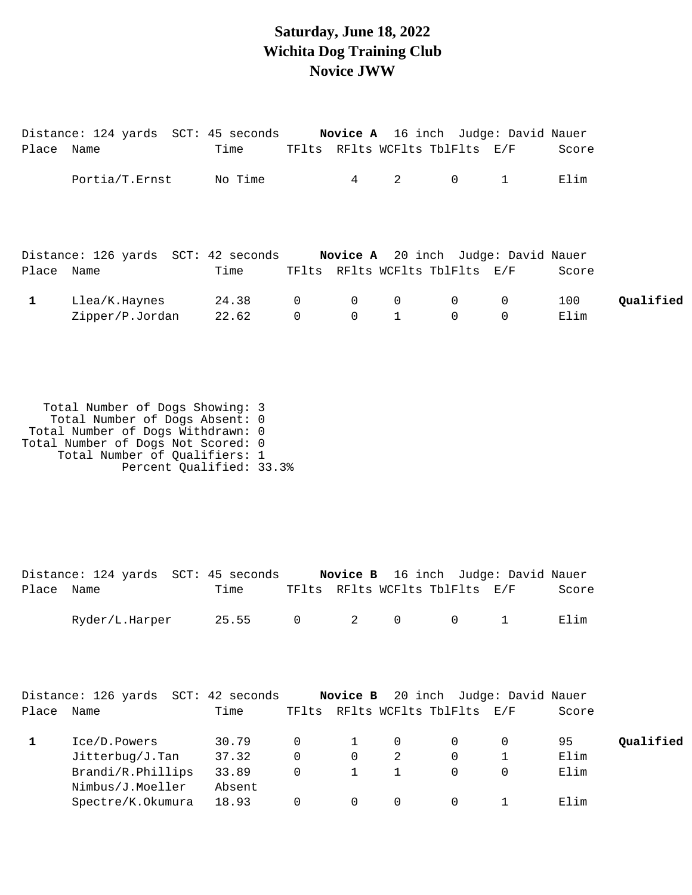# Saturday, June 18, 2022
# Wichita Dog Training Club
# Novice JWW

Distance: 124 yards SCT: 45 seconds **Novice A** 16 inch Judge: David Nauer

| Place | Name | Time | TFlts | RFlts | WCFlts | TblFlts | E/F | Score | |
|---|---|---|---|---|---|---|---|---|---|
| | Portia/T.Ernst | No Time | | 4 | 2 | 0 | 1 | Elim | |

Distance: 126 yards SCT: 42 seconds **Novice A** 20 inch Judge: David Nauer

| Place | Name | Time | TFlts | RFlts | WCFlts | TblFlts | E/F | Score | |
|---|---|---|---|---|---|---|---|---|---|
| 1 | Llea/K.Haynes | 24.38 | 0 | 0 | 0 | 0 | 0 | 100 | **Qualified** |
| | Zipper/P.Jordan | 22.62 | 0 | 0 | 1 | 0 | 0 | Elim | |

Total Number of Dogs Showing: 3
Total Number of Dogs Absent: 0
Total Number of Dogs Withdrawn: 0
Total Number of Dogs Not Scored: 0
Total Number of Qualifiers: 1
Percent Qualified: 33.3%

Distance: 124 yards SCT: 45 seconds **Novice B** 16 inch Judge: David Nauer

| Place | Name | Time | TFlts | RFlts | WCFlts | TblFlts | E/F | Score | |
|---|---|---|---|---|---|---|---|---|---|
| | Ryder/L.Harper | 25.55 | 0 | 2 | 0 | 0 | 1 | Elim | |

Distance: 126 yards SCT: 42 seconds **Novice B** 20 inch Judge: David Nauer

| Place | Name | Time | TFlts | RFlts | WCFlts | TblFlts | E/F | Score | |
|---|---|---|---|---|---|---|---|---|---|
| 1 | Ice/D.Powers | 30.79 | 0 | 1 | 0 | 0 | 0 | 95 | **Qualified** |
| | Jitterbug/J.Tan | 37.32 | 0 | 0 | 2 | 0 | 1 | Elim | |
| | Brandi/R.Phillips | 33.89 | 0 | 1 | 1 | 0 | 0 | Elim | |
| | Nimbus/J.Moeller | Absent | | | | | | | |
| | Spectre/K.Okumura | 18.93 | 0 | 0 | 0 | 0 | 1 | Elim | |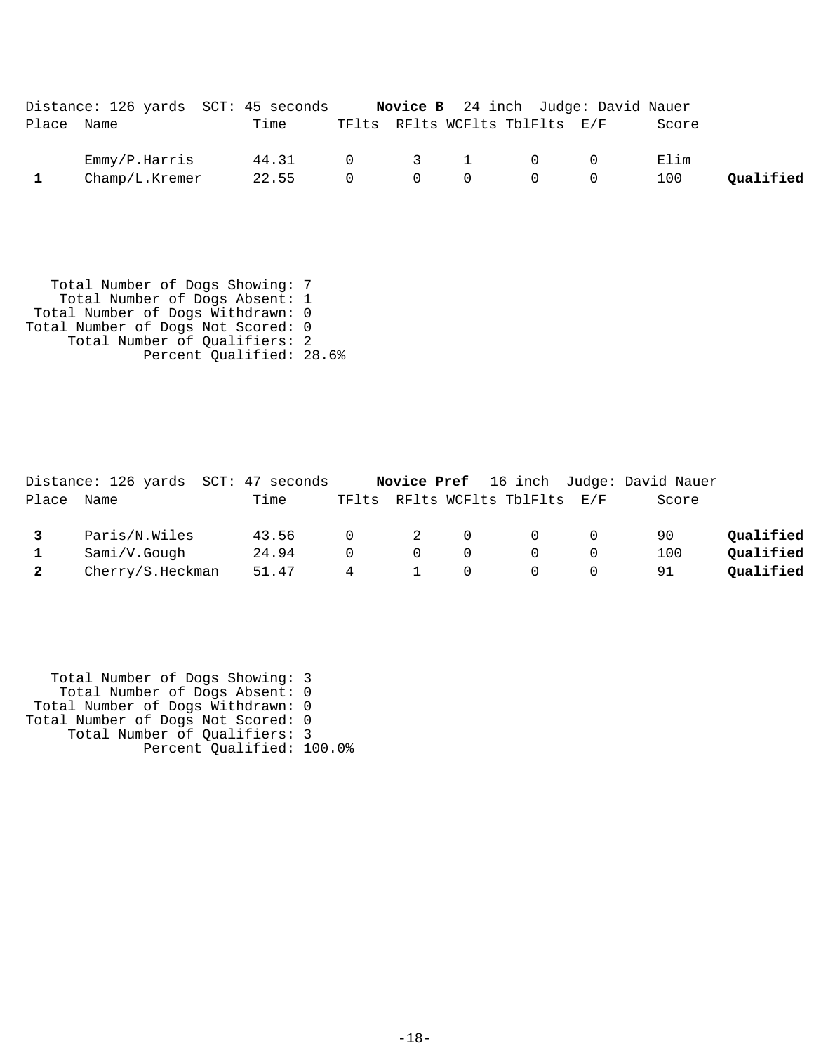Distance: 126 yards SCT: 45 seconds **Novice B** 24 inch Judge: David Nauer

| Place | Name | Time | TFlts | RFlts | WCFlts | TblFlts | E/F | Score | |
|---|---|---|---|---|---|---|---|---|---|
| | Emmy/P.Harris | 44.31 | 0 | 3 | 1 | 0 | 0 | Elim | |
| **1** | Champ/L.Kremer | 22.55 | 0 | 0 | 0 | 0 | 0 | 100 | **Qualified** |

Total Number of Dogs Showing: 7
Total Number of Dogs Absent: 1
Total Number of Dogs Withdrawn: 0
Total Number of Dogs Not Scored: 0
Total Number of Qualifiers: 2
Percent Qualified: 28.6%

Distance: 126 yards SCT: 47 seconds **Novice Pref** 16 inch Judge: David Nauer

| Place | Name | Time | TFlts | RFlts | WCFlts | TblFlts | E/F | Score | |
|---|---|---|---|---|---|---|---|---|---|
| **3** | Paris/N.Wiles | 43.56 | 0 | 2 | 0 | 0 | 0 | 90 | **Qualified** |
| **1** | Sami/V.Gough | 24.94 | 0 | 0 | 0 | 0 | 0 | 100 | **Qualified** |
| **2** | Cherry/S.Heckman | 51.47 | 4 | 1 | 0 | 0 | 0 | 91 | **Qualified** |

Total Number of Dogs Showing: 3
Total Number of Dogs Absent: 0
Total Number of Dogs Withdrawn: 0
Total Number of Dogs Not Scored: 0
Total Number of Qualifiers: 3
Percent Qualified: 100.0%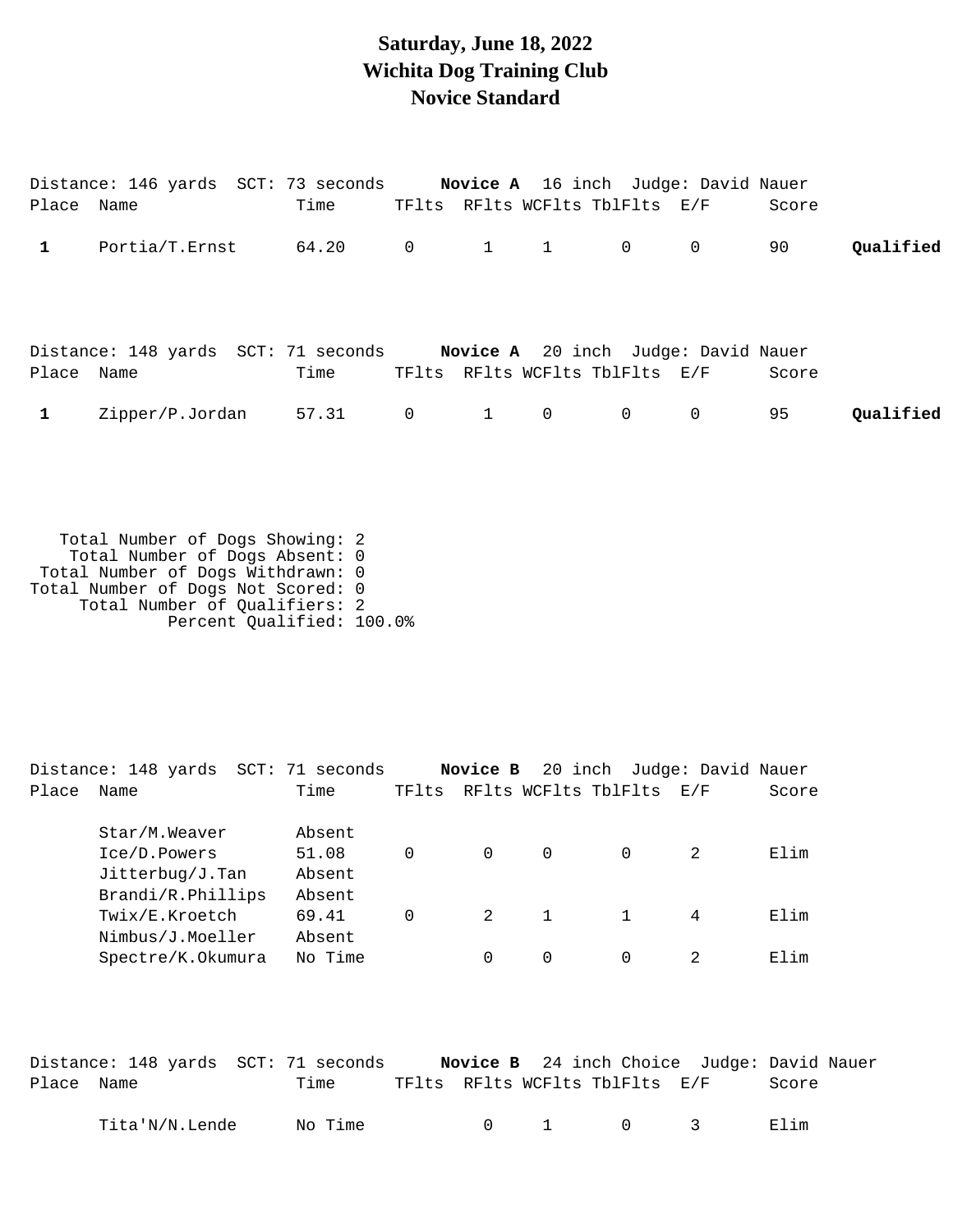# Saturday, June 18, 2022
# Wichita Dog Training Club
# Novice Standard

Distance: 146 yards SCT: 73 seconds **Novice A** 16 inch Judge: David Nauer

| Place | Name | Time | TFlts | RFlts | WCFlts | TblFlts | E/F | Score | |
|---|---|---|---|---|---|---|---|---|---|
| 1 | Portia/T.Ernst | 64.20 | 0 | 1 | 1 | 0 | 0 | 90 | **Qualified** |

Distance: 148 yards SCT: 71 seconds **Novice A** 20 inch Judge: David Nauer

| Place | Name | Time | TFlts | RFlts | WCFlts | TblFlts | E/F | Score | |
|---|---|---|---|---|---|---|---|---|---|
| 1 | Zipper/P.Jordan | 57.31 | 0 | 1 | 0 | 0 | 0 | 95 | **Qualified** |

Total Number of Dogs Showing: 2
Total Number of Dogs Absent: 0
Total Number of Dogs Withdrawn: 0
Total Number of Dogs Not Scored: 0
Total Number of Qualifiers: 2
Percent Qualified: 100.0%

Distance: 148 yards SCT: 71 seconds **Novice B** 20 inch Judge: David Nauer

| Place | Name | Time | TFlts | RFlts | WCFlts | TblFlts | E/F | Score |
|---|---|---|---|---|---|---|---|---|
| | Star/M.Weaver | Absent | | | | | | |
| | Ice/D.Powers | 51.08 | 0 | 0 | 0 | 0 | 2 | Elim |
| | Jitterbug/J.Tan | Absent | | | | | | |
| | Brandi/R.Phillips | Absent | | | | | | |
| | Twix/E.Kroetch | 69.41 | 0 | 2 | 1 | 1 | 4 | Elim |
| | Nimbus/J.Moeller | Absent | | | | | | |
| | Spectre/K.Okumura | No Time | | 0 | 0 | 0 | 2 | Elim |

Distance: 148 yards SCT: 71 seconds **Novice B** 24 inch Choice Judge: David Nauer

| Place | Name | Time | TFlts | RFlts | WCFlts | TblFlts | E/F | Score |
|---|---|---|---|---|---|---|---|---|
| | Tita'N/N.Lende | No Time | | 0 | 1 | 0 | 3 | Elim |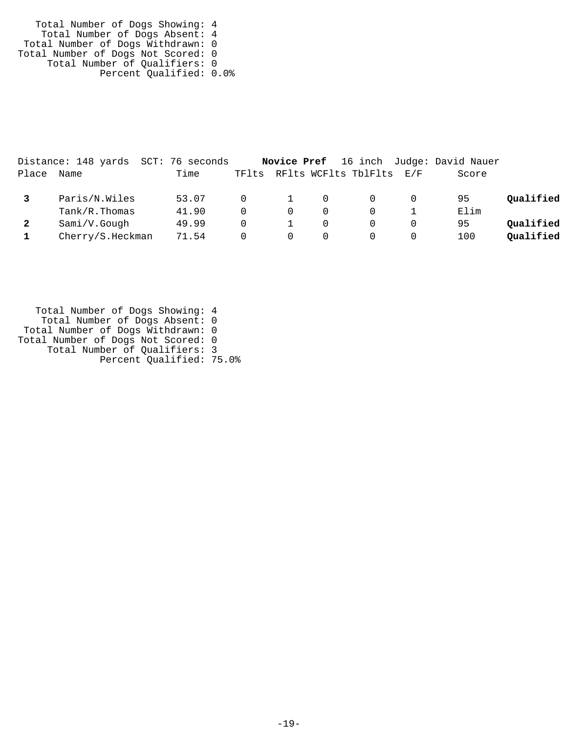Total Number of Dogs Showing: 4
Total Number of Dogs Absent: 4
Total Number of Dogs Withdrawn: 0
Total Number of Dogs Not Scored: 0
Total Number of Qualifiers: 0
Percent Qualified: 0.0%

Distance: 148 yards SCT: 76 seconds **Novice Pref** 16 inch Judge: David Nauer

| Place | Name | Time | TFlts | RFlts | WCFlts | TblFlts | E/F | Score | |
|---|---|---|---|---|---|---|---|---|---|
| **3** | Paris/N.Wiles | 53.07 | 0 | 1 | 0 | 0 | 0 | 95 | **Qualified** |
| | Tank/R.Thomas | 41.90 | 0 | 0 | 0 | 0 | 1 | Elim | |
| **2** | Sami/V.Gough | 49.99 | 0 | 1 | 0 | 0 | 0 | 95 | **Qualified** |
| **1** | Cherry/S.Heckman | 71.54 | 0 | 0 | 0 | 0 | 0 | 100 | **Qualified** |

Total Number of Dogs Showing: 4
Total Number of Dogs Absent: 0
Total Number of Dogs Withdrawn: 0
Total Number of Dogs Not Scored: 0
Total Number of Qualifiers: 3
Percent Qualified: 75.0%